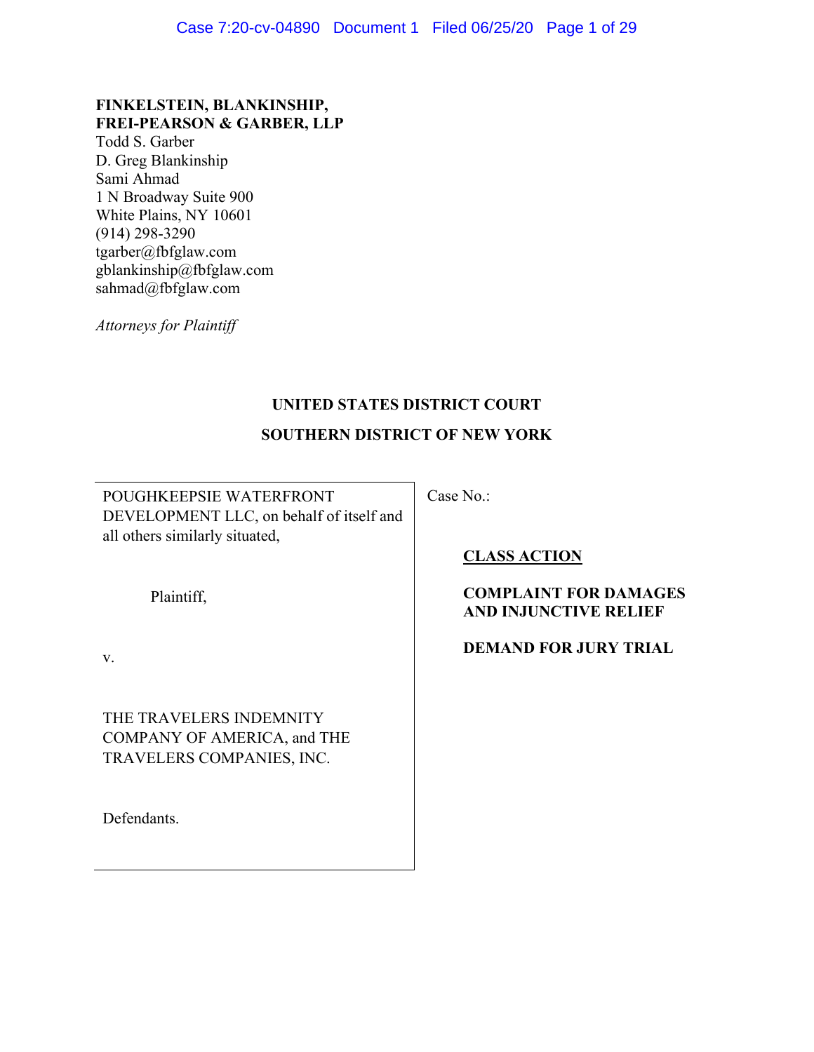**FINKELSTEIN, BLANKINSHIP,**
**FREI-PEARSON & GARBER, LLP**
Todd S. Garber
D. Greg Blankinship
Sami Ahmad
1 N Broadway Suite 900
White Plains, NY 10601
(914) 298-3290
tgarber@fbfglaw.com
gblankinship@fbfglaw.com
sahmad@fbfglaw.com

*Attorneys for Plaintiff*

**UNITED STATES DISTRICT COURT**

**SOUTHERN DISTRICT OF NEW YORK**

| | |
|---|---|
| POUGHKEEPSIE WATERFRONT DEVELOPMENT LLC, on behalf of itself and all others similarly situated,<br><br>Plaintiff,<br><br>v.<br><br>THE TRAVELERS INDEMNITY COMPANY OF AMERICA, and THE TRAVELERS COMPANIES, INC.<br><br>Defendants. | Case No.:<br><br>**CLASS ACTION**<br><br>**COMPLAINT FOR DAMAGES AND INJUNCTIVE RELIEF**<br><br>**DEMAND FOR JURY TRIAL** |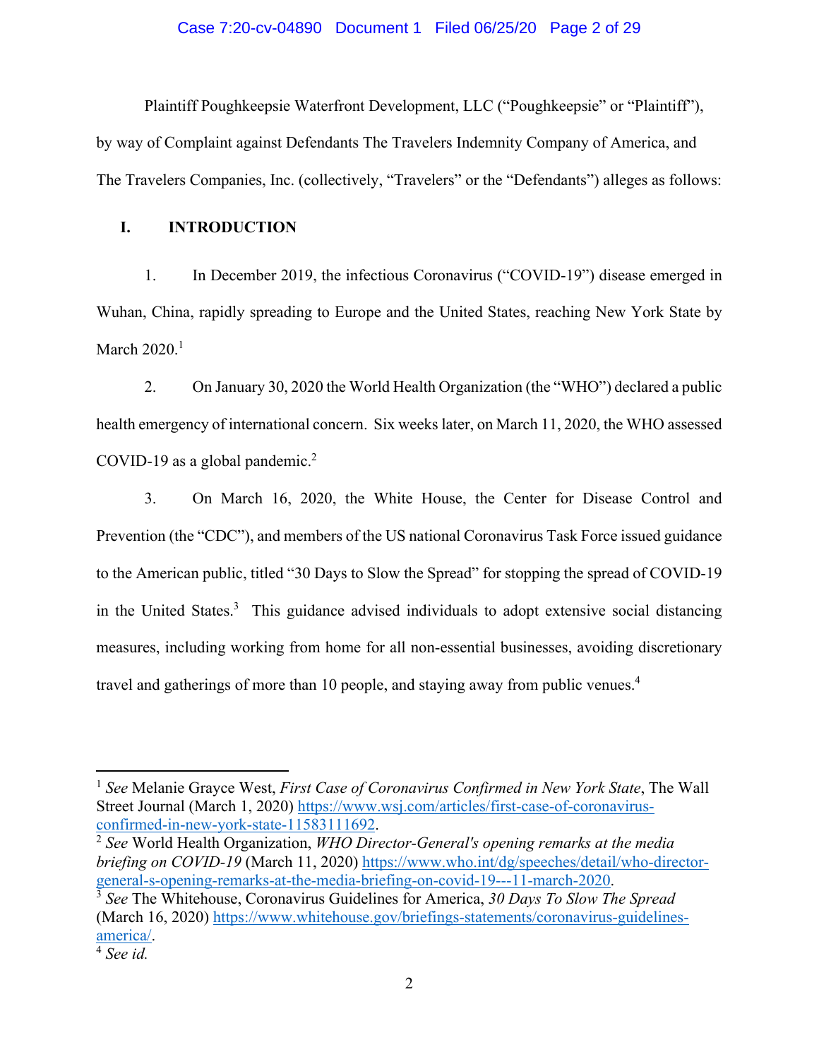Plaintiff Poughkeepsie Waterfront Development, LLC ("Poughkeepsie" or "Plaintiff"), by way of Complaint against Defendants The Travelers Indemnity Company of America, and The Travelers Companies, Inc. (collectively, "Travelers" or the "Defendants") alleges as follows:

## I. INTRODUCTION

1. In December 2019, the infectious Coronavirus ("COVID-19") disease emerged in Wuhan, China, rapidly spreading to Europe and the United States, reaching New York State by March 2020.[1]

2. On January 30, 2020 the World Health Organization (the "WHO") declared a public health emergency of international concern. Six weeks later, on March 11, 2020, the WHO assessed COVID-19 as a global pandemic.[2]

3. On March 16, 2020, the White House, the Center for Disease Control and Prevention (the "CDC"), and members of the US national Coronavirus Task Force issued guidance to the American public, titled "30 Days to Slow the Spread" for stopping the spread of COVID-19 in the United States.[3] This guidance advised individuals to adopt extensive social distancing measures, including working from home for all non-essential businesses, avoiding discretionary travel and gatherings of more than 10 people, and staying away from public venues.[4]

---

[1] *See* Melanie Grayce West, *First Case of Coronavirus Confirmed in New York State*, The Wall Street Journal (March 1, 2020) https://www.wsj.com/articles/first-case-of-coronavirus-confirmed-in-new-york-state-11583111692.

[2] *See* World Health Organization, *WHO Director-General's opening remarks at the media briefing on COVID-19* (March 11, 2020) https://www.who.int/dg/speeches/detail/who-director-general-s-opening-remarks-at-the-media-briefing-on-covid-19---11-march-2020.

[3] *See* The Whitehouse, Coronavirus Guidelines for America, *30 Days To Slow The Spread* (March 16, 2020) https://www.whitehouse.gov/briefings-statements/coronavirus-guidelines-america/.

[4] *See id.*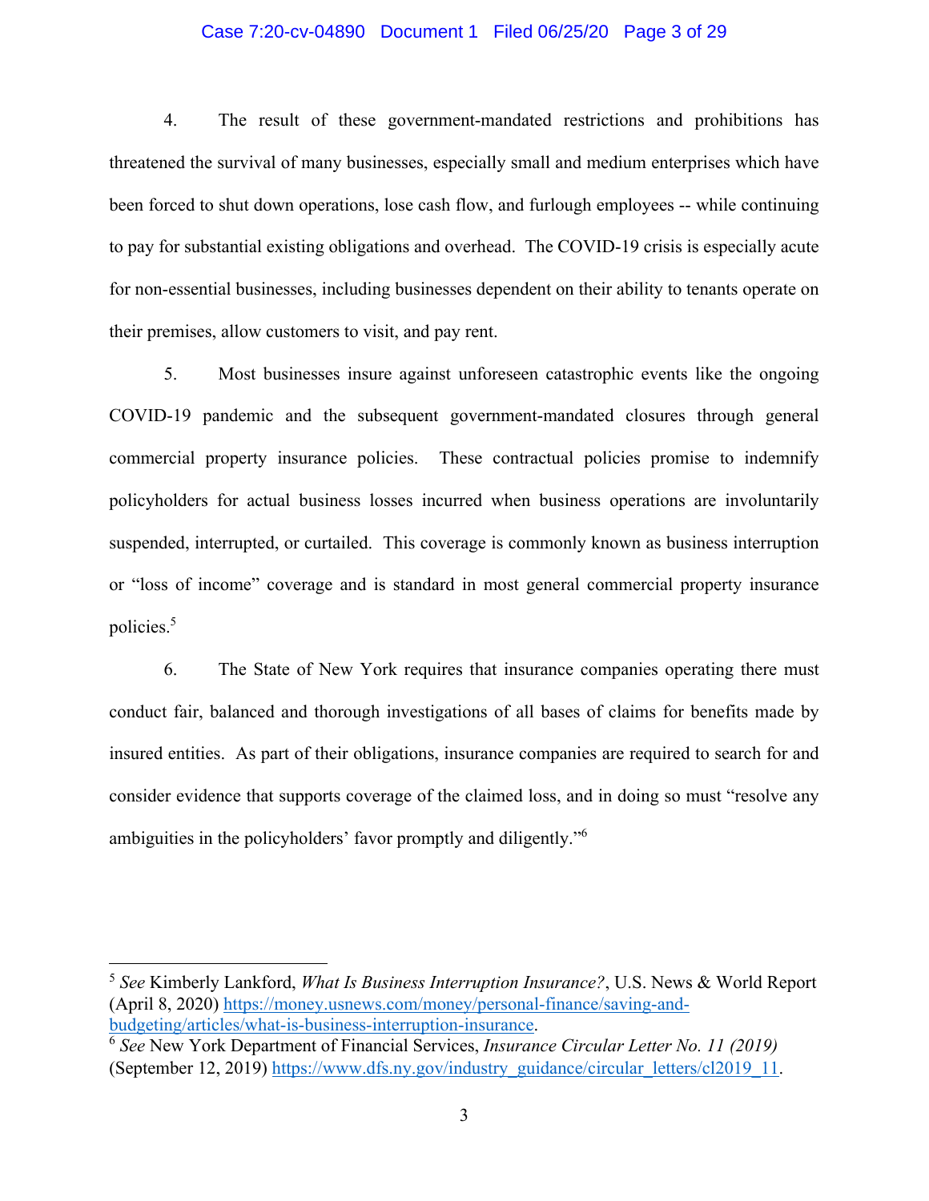4. The result of these government-mandated restrictions and prohibitions has threatened the survival of many businesses, especially small and medium enterprises which have been forced to shut down operations, lose cash flow, and furlough employees -- while continuing to pay for substantial existing obligations and overhead. The COVID-19 crisis is especially acute for non-essential businesses, including businesses dependent on their ability to tenants operate on their premises, allow customers to visit, and pay rent.

5. Most businesses insure against unforeseen catastrophic events like the ongoing COVID-19 pandemic and the subsequent government-mandated closures through general commercial property insurance policies. These contractual policies promise to indemnify policyholders for actual business losses incurred when business operations are involuntarily suspended, interrupted, or curtailed. This coverage is commonly known as business interruption or "loss of income" coverage and is standard in most general commercial property insurance policies.[5]

6. The State of New York requires that insurance companies operating there must conduct fair, balanced and thorough investigations of all bases of claims for benefits made by insured entities. As part of their obligations, insurance companies are required to search for and consider evidence that supports coverage of the claimed loss, and in doing so must "resolve any ambiguities in the policyholders' favor promptly and diligently."[6]

---

[5] *See* Kimberly Lankford, *What Is Business Interruption Insurance?*, U.S. News & World Report (April 8, 2020) https://money.usnews.com/money/personal-finance/saving-and-budgeting/articles/what-is-business-interruption-insurance.

[6] *See* New York Department of Financial Services, *Insurance Circular Letter No. 11 (2019)* (September 12, 2019) https://www.dfs.ny.gov/industry_guidance/circular_letters/cl2019_11.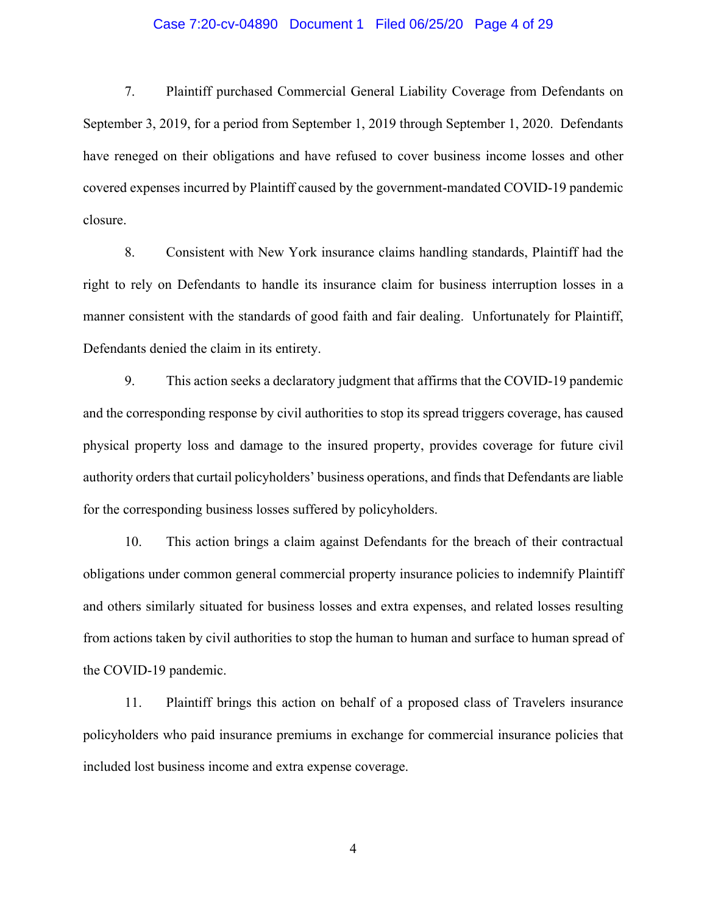7. Plaintiff purchased Commercial General Liability Coverage from Defendants on September 3, 2019, for a period from September 1, 2019 through September 1, 2020. Defendants have reneged on their obligations and have refused to cover business income losses and other covered expenses incurred by Plaintiff caused by the government-mandated COVID-19 pandemic closure.

8. Consistent with New York insurance claims handling standards, Plaintiff had the right to rely on Defendants to handle its insurance claim for business interruption losses in a manner consistent with the standards of good faith and fair dealing. Unfortunately for Plaintiff, Defendants denied the claim in its entirety.

9. This action seeks a declaratory judgment that affirms that the COVID-19 pandemic and the corresponding response by civil authorities to stop its spread triggers coverage, has caused physical property loss and damage to the insured property, provides coverage for future civil authority orders that curtail policyholders' business operations, and finds that Defendants are liable for the corresponding business losses suffered by policyholders.

10. This action brings a claim against Defendants for the breach of their contractual obligations under common general commercial property insurance policies to indemnify Plaintiff and others similarly situated for business losses and extra expenses, and related losses resulting from actions taken by civil authorities to stop the human to human and surface to human spread of the COVID-19 pandemic.

11. Plaintiff brings this action on behalf of a proposed class of Travelers insurance policyholders who paid insurance premiums in exchange for commercial insurance policies that included lost business income and extra expense coverage.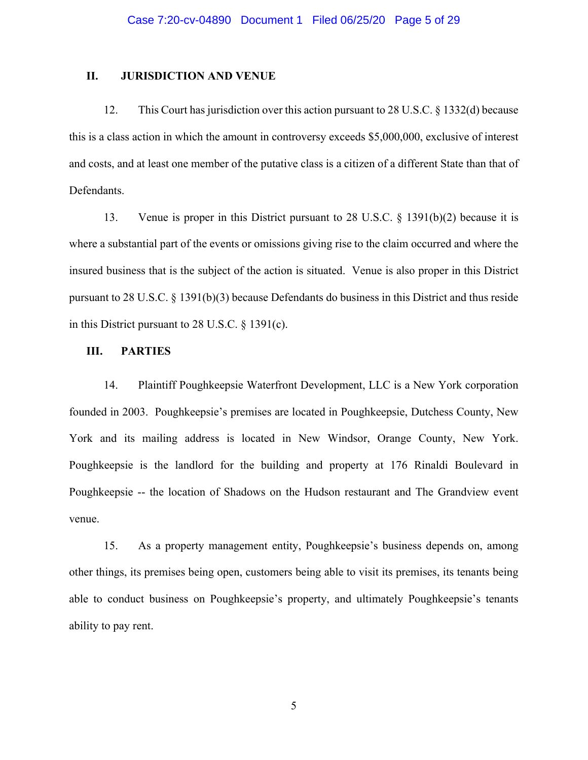## II. JURISDICTION AND VENUE

12. This Court has jurisdiction over this action pursuant to 28 U.S.C. § 1332(d) because this is a class action in which the amount in controversy exceeds $5,000,000, exclusive of interest and costs, and at least one member of the putative class is a citizen of a different State than that of Defendants.

13. Venue is proper in this District pursuant to 28 U.S.C. § 1391(b)(2) because it is where a substantial part of the events or omissions giving rise to the claim occurred and where the insured business that is the subject of the action is situated. Venue is also proper in this District pursuant to 28 U.S.C. § 1391(b)(3) because Defendants do business in this District and thus reside in this District pursuant to 28 U.S.C. § 1391(c).

## III. PARTIES

14. Plaintiff Poughkeepsie Waterfront Development, LLC is a New York corporation founded in 2003. Poughkeepsie's premises are located in Poughkeepsie, Dutchess County, New York and its mailing address is located in New Windsor, Orange County, New York. Poughkeepsie is the landlord for the building and property at 176 Rinaldi Boulevard in Poughkeepsie -- the location of Shadows on the Hudson restaurant and The Grandview event venue.

15. As a property management entity, Poughkeepsie's business depends on, among other things, its premises being open, customers being able to visit its premises, its tenants being able to conduct business on Poughkeepsie's property, and ultimately Poughkeepsie's tenants ability to pay rent.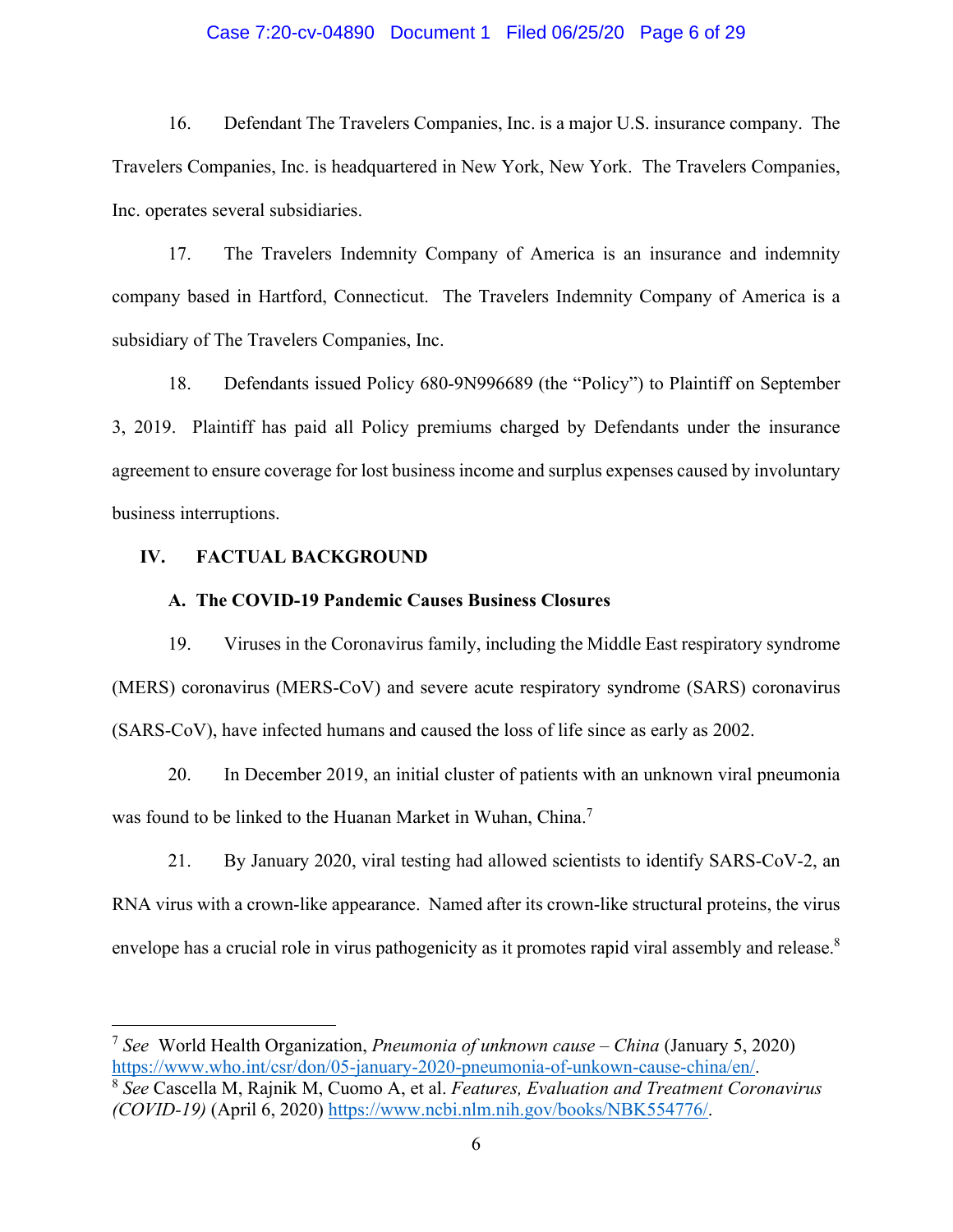16. Defendant The Travelers Companies, Inc. is a major U.S. insurance company. The Travelers Companies, Inc. is headquartered in New York, New York. The Travelers Companies, Inc. operates several subsidiaries.

17. The Travelers Indemnity Company of America is an insurance and indemnity company based in Hartford, Connecticut. The Travelers Indemnity Company of America is a subsidiary of The Travelers Companies, Inc.

18. Defendants issued Policy 680-9N996689 (the "Policy") to Plaintiff on September 3, 2019. Plaintiff has paid all Policy premiums charged by Defendants under the insurance agreement to ensure coverage for lost business income and surplus expenses caused by involuntary business interruptions.

## IV. FACTUAL BACKGROUND

### A. The COVID-19 Pandemic Causes Business Closures

19. Viruses in the Coronavirus family, including the Middle East respiratory syndrome (MERS) coronavirus (MERS-CoV) and severe acute respiratory syndrome (SARS) coronavirus (SARS-CoV), have infected humans and caused the loss of life since as early as 2002.

20. In December 2019, an initial cluster of patients with an unknown viral pneumonia was found to be linked to the Huanan Market in Wuhan, China.[7]

21. By January 2020, viral testing had allowed scientists to identify SARS-CoV-2, an RNA virus with a crown-like appearance. Named after its crown-like structural proteins, the virus envelope has a crucial role in virus pathogenicity as it promotes rapid viral assembly and release.[8]

---

[7] *See* World Health Organization, *Pneumonia of unknown cause – China* (January 5, 2020) https://www.who.int/csr/don/05-january-2020-pneumonia-of-unkown-cause-china/en/.

[8] *See* Cascella M, Rajnik M, Cuomo A, et al. *Features, Evaluation and Treatment Coronavirus (COVID-19)* (April 6, 2020) https://www.ncbi.nlm.nih.gov/books/NBK554776/.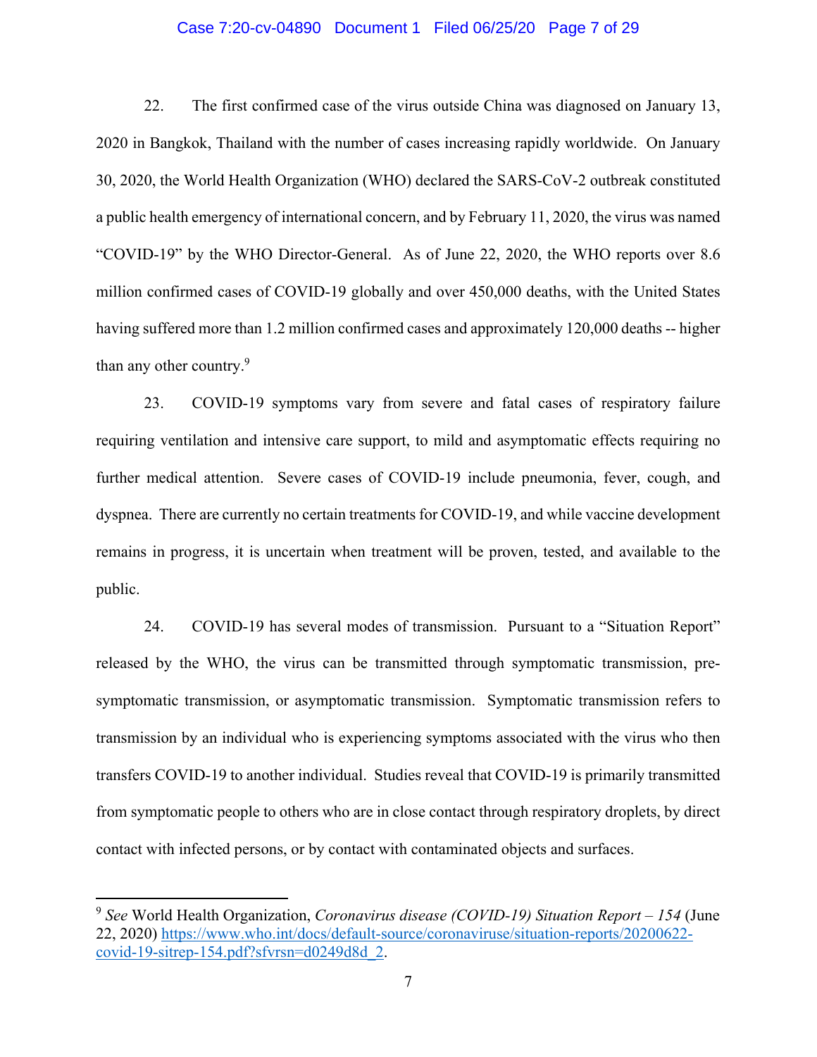22. The first confirmed case of the virus outside China was diagnosed on January 13, 2020 in Bangkok, Thailand with the number of cases increasing rapidly worldwide. On January 30, 2020, the World Health Organization (WHO) declared the SARS-CoV-2 outbreak constituted a public health emergency of international concern, and by February 11, 2020, the virus was named "COVID-19" by the WHO Director-General. As of June 22, 2020, the WHO reports over 8.6 million confirmed cases of COVID-19 globally and over 450,000 deaths, with the United States having suffered more than 1.2 million confirmed cases and approximately 120,000 deaths -- higher than any other country.[9]

23. COVID-19 symptoms vary from severe and fatal cases of respiratory failure requiring ventilation and intensive care support, to mild and asymptomatic effects requiring no further medical attention. Severe cases of COVID-19 include pneumonia, fever, cough, and dyspnea. There are currently no certain treatments for COVID-19, and while vaccine development remains in progress, it is uncertain when treatment will be proven, tested, and available to the public.

24. COVID-19 has several modes of transmission. Pursuant to a "Situation Report" released by the WHO, the virus can be transmitted through symptomatic transmission, pre-symptomatic transmission, or asymptomatic transmission. Symptomatic transmission refers to transmission by an individual who is experiencing symptoms associated with the virus who then transfers COVID-19 to another individual. Studies reveal that COVID-19 is primarily transmitted from symptomatic people to others who are in close contact through respiratory droplets, by direct contact with infected persons, or by contact with contaminated objects and surfaces.

---

[9] *See* World Health Organization, *Coronavirus disease (COVID-19) Situation Report – 154* (June 22, 2020) [https://www.who.int/docs/default-source/coronaviruse/situation-reports/20200622-covid-19-sitrep-154.pdf?sfvrsn=d0249d8d_2](https://www.who.int/docs/default-source/coronaviruse/situation-reports/20200622-covid-19-sitrep-154.pdf?sfvrsn=d0249d8d_2).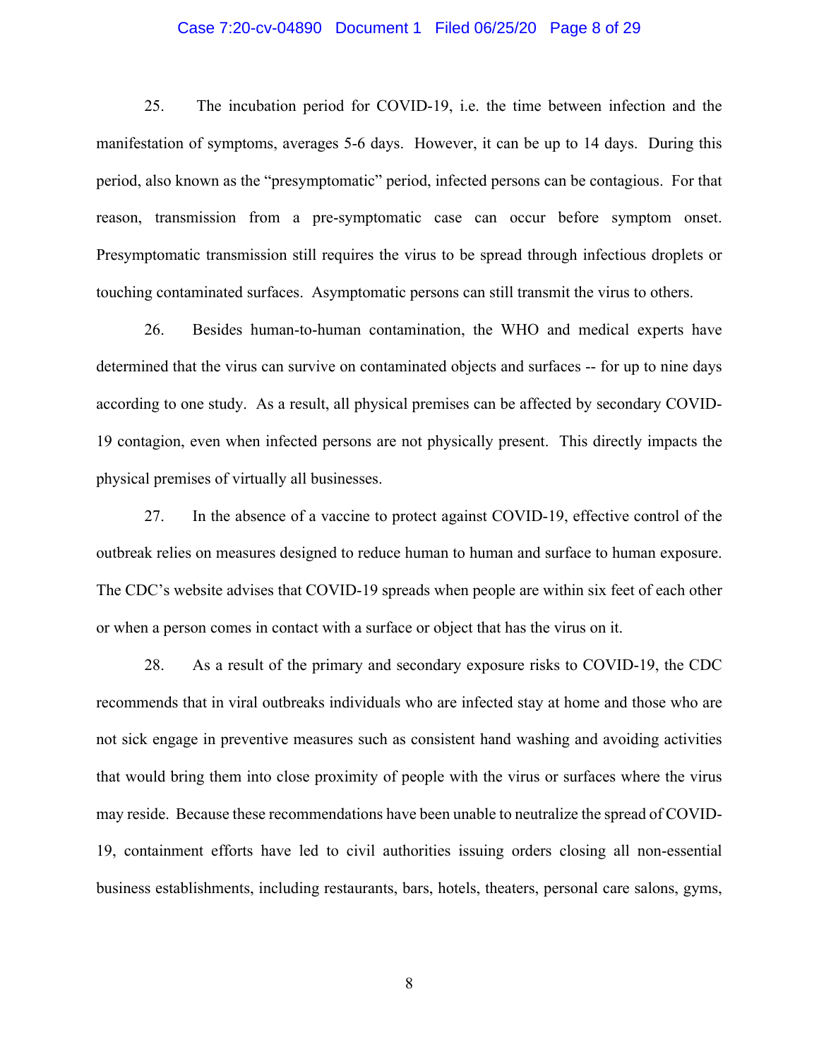25. The incubation period for COVID-19, i.e. the time between infection and the manifestation of symptoms, averages 5-6 days. However, it can be up to 14 days. During this period, also known as the "presymptomatic" period, infected persons can be contagious. For that reason, transmission from a pre-symptomatic case can occur before symptom onset. Presymptomatic transmission still requires the virus to be spread through infectious droplets or touching contaminated surfaces. Asymptomatic persons can still transmit the virus to others.

26. Besides human-to-human contamination, the WHO and medical experts have determined that the virus can survive on contaminated objects and surfaces -- for up to nine days according to one study. As a result, all physical premises can be affected by secondary COVID-19 contagion, even when infected persons are not physically present. This directly impacts the physical premises of virtually all businesses.

27. In the absence of a vaccine to protect against COVID-19, effective control of the outbreak relies on measures designed to reduce human to human and surface to human exposure. The CDC's website advises that COVID-19 spreads when people are within six feet of each other or when a person comes in contact with a surface or object that has the virus on it.

28. As a result of the primary and secondary exposure risks to COVID-19, the CDC recommends that in viral outbreaks individuals who are infected stay at home and those who are not sick engage in preventive measures such as consistent hand washing and avoiding activities that would bring them into close proximity of people with the virus or surfaces where the virus may reside. Because these recommendations have been unable to neutralize the spread of COVID-19, containment efforts have led to civil authorities issuing orders closing all non-essential business establishments, including restaurants, bars, hotels, theaters, personal care salons, gyms,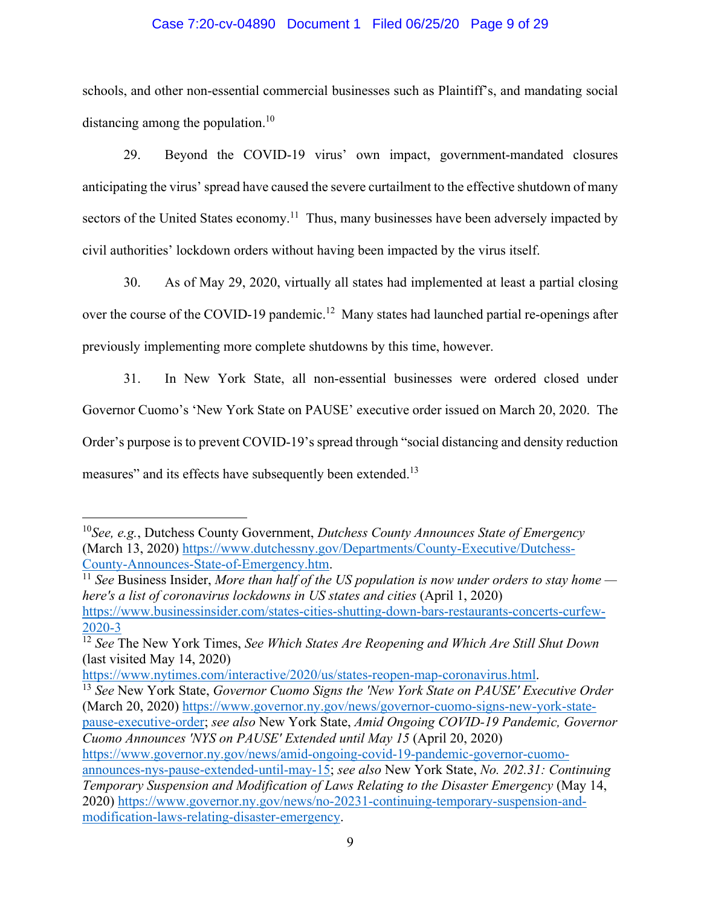schools, and other non-essential commercial businesses such as Plaintiff's, and mandating social distancing among the population.[10]

29. Beyond the COVID-19 virus' own impact, government-mandated closures anticipating the virus' spread have caused the severe curtailment to the effective shutdown of many sectors of the United States economy.[11] Thus, many businesses have been adversely impacted by civil authorities' lockdown orders without having been impacted by the virus itself.

30. As of May 29, 2020, virtually all states had implemented at least a partial closing over the course of the COVID-19 pandemic.[12] Many states had launched partial re-openings after previously implementing more complete shutdowns by this time, however.

31. In New York State, all non-essential businesses were ordered closed under Governor Cuomo's 'New York State on PAUSE' executive order issued on March 20, 2020. The Order's purpose is to prevent COVID-19's spread through "social distancing and density reduction measures" and its effects have subsequently been extended.[13]

---

[10] *See, e.g.*, Dutchess County Government, *Dutchess County Announces State of Emergency* (March 13, 2020) https://www.dutchessny.gov/Departments/County-Executive/Dutchess-County-Announces-State-of-Emergency.htm.

[11] *See* Business Insider, *More than half of the US population is now under orders to stay home — here's a list of coronavirus lockdowns in US states and cities* (April 1, 2020) https://www.businessinsider.com/states-cities-shutting-down-bars-restaurants-concerts-curfew-2020-3

[12] *See* The New York Times, *See Which States Are Reopening and Which Are Still Shut Down* (last visited May 14, 2020) https://www.nytimes.com/interactive/2020/us/states-reopen-map-coronavirus.html.

[13] *See* New York State, *Governor Cuomo Signs the 'New York State on PAUSE' Executive Order* (March 20, 2020) https://www.governor.ny.gov/news/governor-cuomo-signs-new-york-state-pause-executive-order; *see also* New York State, *Amid Ongoing COVID-19 Pandemic, Governor Cuomo Announces 'NYS on PAUSE' Extended until May 15* (April 20, 2020) https://www.governor.ny.gov/news/amid-ongoing-covid-19-pandemic-governor-cuomo-announces-nys-pause-extended-until-may-15; *see also* New York State, *No. 202.31: Continuing Temporary Suspension and Modification of Laws Relating to the Disaster Emergency* (May 14, 2020) https://www.governor.ny.gov/news/no-20231-continuing-temporary-suspension-and-modification-laws-relating-disaster-emergency.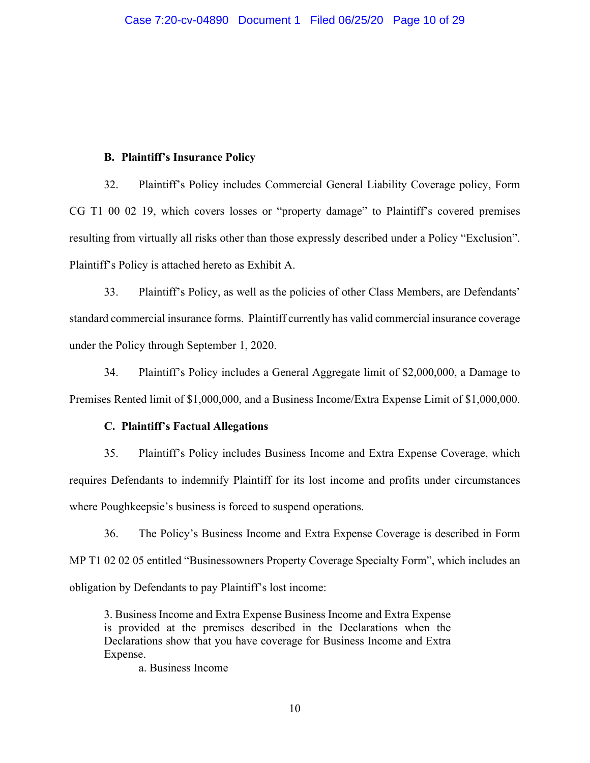### B. Plaintiff's Insurance Policy

32. Plaintiff's Policy includes Commercial General Liability Coverage policy, Form CG T1 00 02 19, which covers losses or "property damage" to Plaintiff's covered premises resulting from virtually all risks other than those expressly described under a Policy "Exclusion". Plaintiff's Policy is attached hereto as Exhibit A.

33. Plaintiff's Policy, as well as the policies of other Class Members, are Defendants' standard commercial insurance forms. Plaintiff currently has valid commercial insurance coverage under the Policy through September 1, 2020.

34. Plaintiff's Policy includes a General Aggregate limit of $2,000,000, a Damage to Premises Rented limit of $1,000,000, and a Business Income/Extra Expense Limit of $1,000,000.

### C. Plaintiff's Factual Allegations

35. Plaintiff's Policy includes Business Income and Extra Expense Coverage, which requires Defendants to indemnify Plaintiff for its lost income and profits under circumstances where Poughkeepsie's business is forced to suspend operations.

36. The Policy's Business Income and Extra Expense Coverage is described in Form MP T1 02 02 05 entitled "Businessowners Property Coverage Specialty Form", which includes an obligation by Defendants to pay Plaintiff's lost income:

> 3. Business Income and Extra Expense Business Income and Extra Expense is provided at the premises described in the Declarations when the Declarations show that you have coverage for Business Income and Extra Expense.
>
> a. Business Income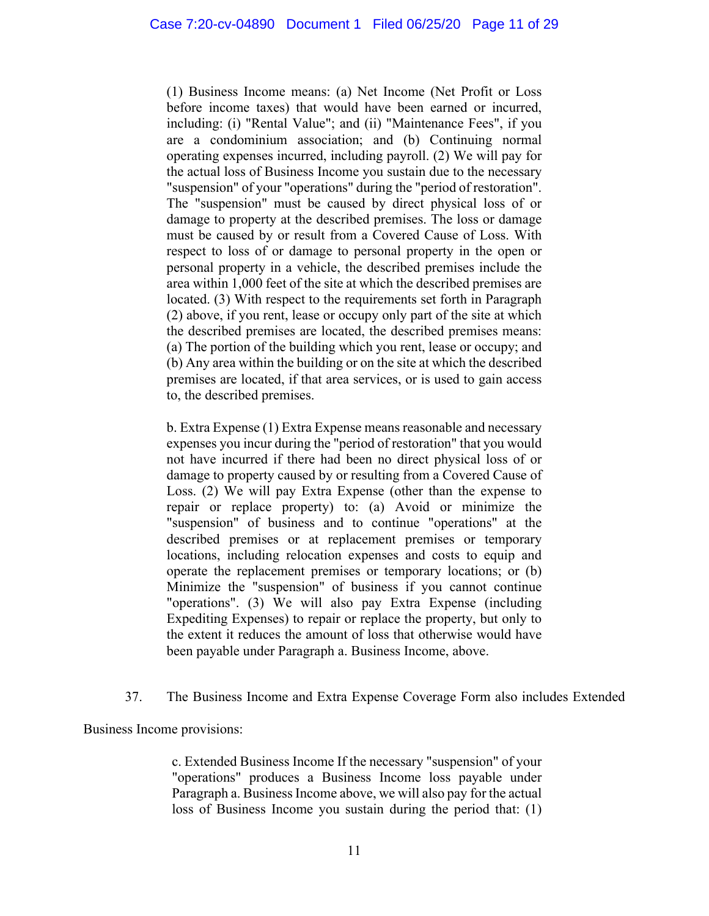> (1) Business Income means: (a) Net Income (Net Profit or Loss before income taxes) that would have been earned or incurred, including: (i) "Rental Value"; and (ii) "Maintenance Fees", if you are a condominium association; and (b) Continuing normal operating expenses incurred, including payroll. (2) We will pay for the actual loss of Business Income you sustain due to the necessary "suspension" of your "operations" during the "period of restoration". The "suspension" must be caused by direct physical loss of or damage to property at the described premises. The loss or damage must be caused by or result from a Covered Cause of Loss. With respect to loss of or damage to personal property in the open or personal property in a vehicle, the described premises include the area within 1,000 feet of the site at which the described premises are located. (3) With respect to the requirements set forth in Paragraph (2) above, if you rent, lease or occupy only part of the site at which the described premises are located, the described premises means: (a) The portion of the building which you rent, lease or occupy; and (b) Any area within the building or on the site at which the described premises are located, if that area services, or is used to gain access to, the described premises.
>
> b. Extra Expense (1) Extra Expense means reasonable and necessary expenses you incur during the "period of restoration" that you would not have incurred if there had been no direct physical loss of or damage to property caused by or resulting from a Covered Cause of Loss. (2) We will pay Extra Expense (other than the expense to repair or replace property) to: (a) Avoid or minimize the "suspension" of business and to continue "operations" at the described premises or at replacement premises or temporary locations, including relocation expenses and costs to equip and operate the replacement premises or temporary locations; or (b) Minimize the "suspension" of business if you cannot continue "operations". (3) We will also pay Extra Expense (including Expediting Expenses) to repair or replace the property, but only to the extent it reduces the amount of loss that otherwise would have been payable under Paragraph a. Business Income, above.

37. The Business Income and Extra Expense Coverage Form also includes Extended Business Income provisions:

> c. Extended Business Income If the necessary "suspension" of your "operations" produces a Business Income loss payable under Paragraph a. Business Income above, we will also pay for the actual loss of Business Income you sustain during the period that: (1)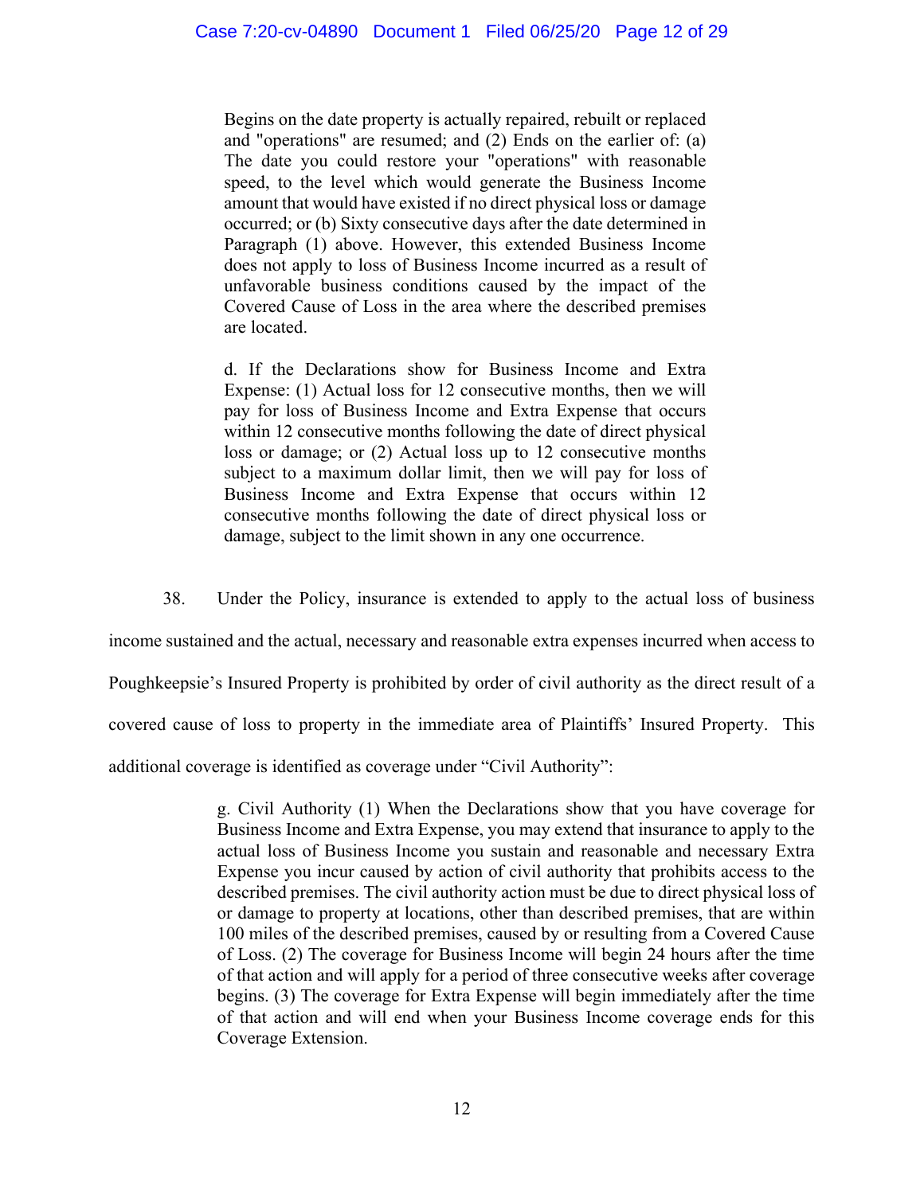> Begins on the date property is actually repaired, rebuilt or replaced and "operations" are resumed; and (2) Ends on the earlier of: (a) The date you could restore your "operations" with reasonable speed, to the level which would generate the Business Income amount that would have existed if no direct physical loss or damage occurred; or (b) Sixty consecutive days after the date determined in Paragraph (1) above. However, this extended Business Income does not apply to loss of Business Income incurred as a result of unfavorable business conditions caused by the impact of the Covered Cause of Loss in the area where the described premises are located.
>
> d. If the Declarations show for Business Income and Extra Expense: (1) Actual loss for 12 consecutive months, then we will pay for loss of Business Income and Extra Expense that occurs within 12 consecutive months following the date of direct physical loss or damage; or (2) Actual loss up to 12 consecutive months subject to a maximum dollar limit, then we will pay for loss of Business Income and Extra Expense that occurs within 12 consecutive months following the date of direct physical loss or damage, subject to the limit shown in any one occurrence.

38. Under the Policy, insurance is extended to apply to the actual loss of business income sustained and the actual, necessary and reasonable extra expenses incurred when access to Poughkeepsie's Insured Property is prohibited by order of civil authority as the direct result of a covered cause of loss to property in the immediate area of Plaintiffs' Insured Property. This additional coverage is identified as coverage under "Civil Authority":

> g. Civil Authority (1) When the Declarations show that you have coverage for Business Income and Extra Expense, you may extend that insurance to apply to the actual loss of Business Income you sustain and reasonable and necessary Extra Expense you incur caused by action of civil authority that prohibits access to the described premises. The civil authority action must be due to direct physical loss of or damage to property at locations, other than described premises, that are within 100 miles of the described premises, caused by or resulting from a Covered Cause of Loss. (2) The coverage for Business Income will begin 24 hours after the time of that action and will apply for a period of three consecutive weeks after coverage begins. (3) The coverage for Extra Expense will begin immediately after the time of that action and will end when your Business Income coverage ends for this Coverage Extension.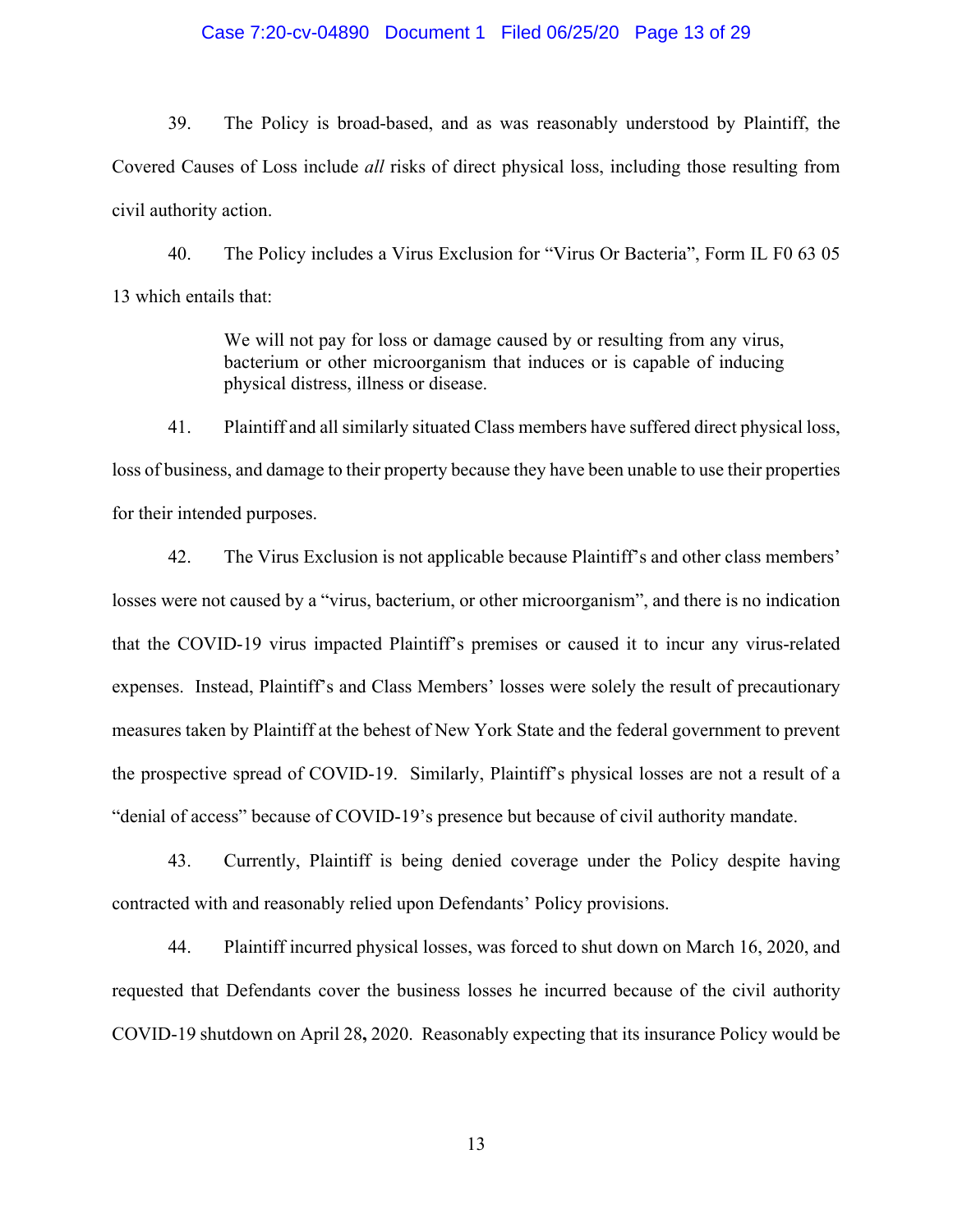39. The Policy is broad-based, and as was reasonably understood by Plaintiff, the Covered Causes of Loss include *all* risks of direct physical loss, including those resulting from civil authority action.

40. The Policy includes a Virus Exclusion for "Virus Or Bacteria", Form IL F0 63 05 13 which entails that:

> We will not pay for loss or damage caused by or resulting from any virus, bacterium or other microorganism that induces or is capable of inducing physical distress, illness or disease.

41. Plaintiff and all similarly situated Class members have suffered direct physical loss, loss of business, and damage to their property because they have been unable to use their properties for their intended purposes.

42. The Virus Exclusion is not applicable because Plaintiff's and other class members' losses were not caused by a "virus, bacterium, or other microorganism", and there is no indication that the COVID-19 virus impacted Plaintiff's premises or caused it to incur any virus-related expenses. Instead, Plaintiff's and Class Members' losses were solely the result of precautionary measures taken by Plaintiff at the behest of New York State and the federal government to prevent the prospective spread of COVID-19. Similarly, Plaintiff's physical losses are not a result of a "denial of access" because of COVID-19's presence but because of civil authority mandate.

43. Currently, Plaintiff is being denied coverage under the Policy despite having contracted with and reasonably relied upon Defendants' Policy provisions.

44. Plaintiff incurred physical losses, was forced to shut down on March 16, 2020, and requested that Defendants cover the business losses he incurred because of the civil authority COVID-19 shutdown on April 28, 2020. Reasonably expecting that its insurance Policy would be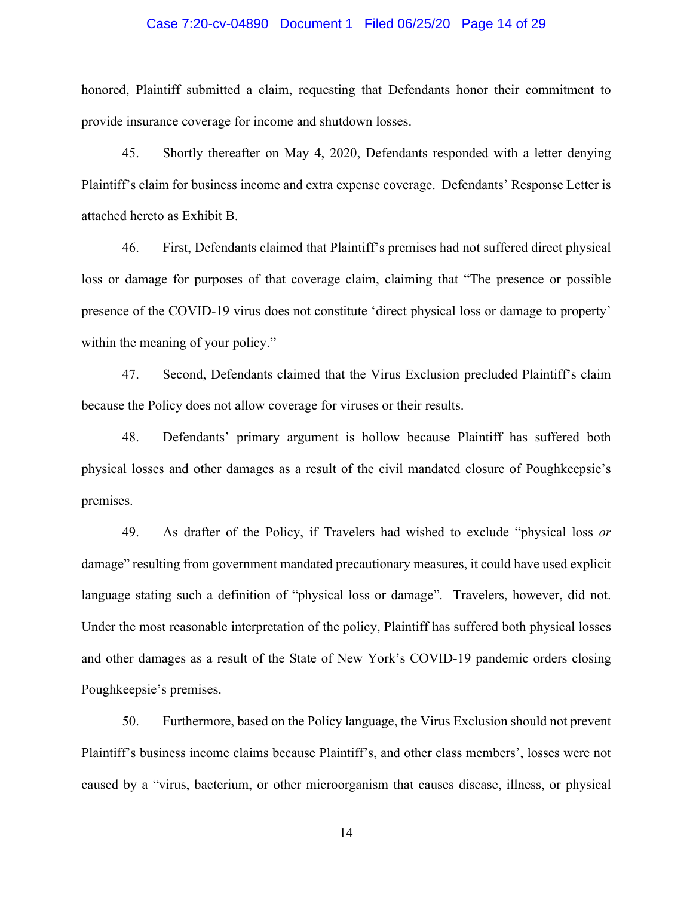honored, Plaintiff submitted a claim, requesting that Defendants honor their commitment to provide insurance coverage for income and shutdown losses.

45. Shortly thereafter on May 4, 2020, Defendants responded with a letter denying Plaintiff's claim for business income and extra expense coverage. Defendants' Response Letter is attached hereto as Exhibit B.

46. First, Defendants claimed that Plaintiff's premises had not suffered direct physical loss or damage for purposes of that coverage claim, claiming that "The presence or possible presence of the COVID-19 virus does not constitute 'direct physical loss or damage to property' within the meaning of your policy."

47. Second, Defendants claimed that the Virus Exclusion precluded Plaintiff's claim because the Policy does not allow coverage for viruses or their results.

48. Defendants' primary argument is hollow because Plaintiff has suffered both physical losses and other damages as a result of the civil mandated closure of Poughkeepsie's premises.

49. As drafter of the Policy, if Travelers had wished to exclude "physical loss *or* damage" resulting from government mandated precautionary measures, it could have used explicit language stating such a definition of "physical loss or damage". Travelers, however, did not. Under the most reasonable interpretation of the policy, Plaintiff has suffered both physical losses and other damages as a result of the State of New York's COVID-19 pandemic orders closing Poughkeepsie's premises.

50. Furthermore, based on the Policy language, the Virus Exclusion should not prevent Plaintiff's business income claims because Plaintiff's, and other class members', losses were not caused by a "virus, bacterium, or other microorganism that causes disease, illness, or physical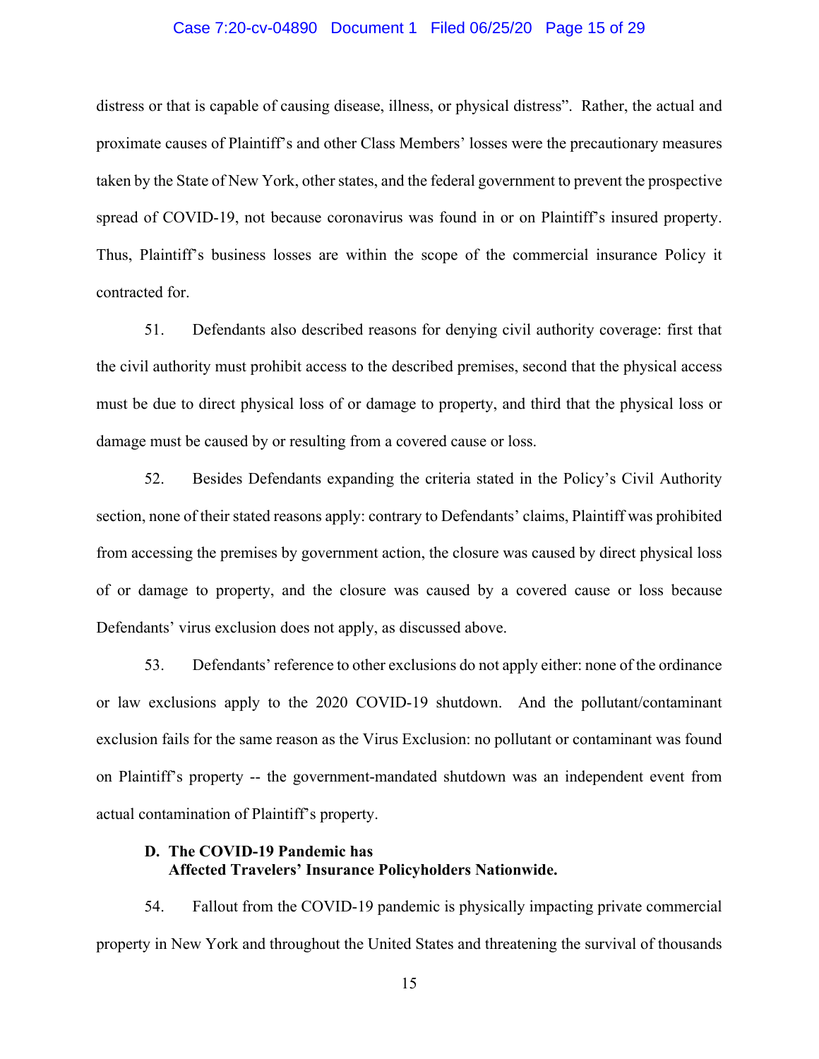distress or that is capable of causing disease, illness, or physical distress". Rather, the actual and proximate causes of Plaintiff's and other Class Members' losses were the precautionary measures taken by the State of New York, other states, and the federal government to prevent the prospective spread of COVID-19, not because coronavirus was found in or on Plaintiff's insured property. Thus, Plaintiff's business losses are within the scope of the commercial insurance Policy it contracted for.

51. Defendants also described reasons for denying civil authority coverage: first that the civil authority must prohibit access to the described premises, second that the physical access must be due to direct physical loss of or damage to property, and third that the physical loss or damage must be caused by or resulting from a covered cause or loss.

52. Besides Defendants expanding the criteria stated in the Policy's Civil Authority section, none of their stated reasons apply: contrary to Defendants' claims, Plaintiff was prohibited from accessing the premises by government action, the closure was caused by direct physical loss of or damage to property, and the closure was caused by a covered cause or loss because Defendants' virus exclusion does not apply, as discussed above.

53. Defendants' reference to other exclusions do not apply either: none of the ordinance or law exclusions apply to the 2020 COVID-19 shutdown. And the pollutant/contaminant exclusion fails for the same reason as the Virus Exclusion: no pollutant or contaminant was found on Plaintiff's property -- the government-mandated shutdown was an independent event from actual contamination of Plaintiff's property.

### D. The COVID-19 Pandemic has Affected Travelers' Insurance Policyholders Nationwide.

54. Fallout from the COVID-19 pandemic is physically impacting private commercial property in New York and throughout the United States and threatening the survival of thousands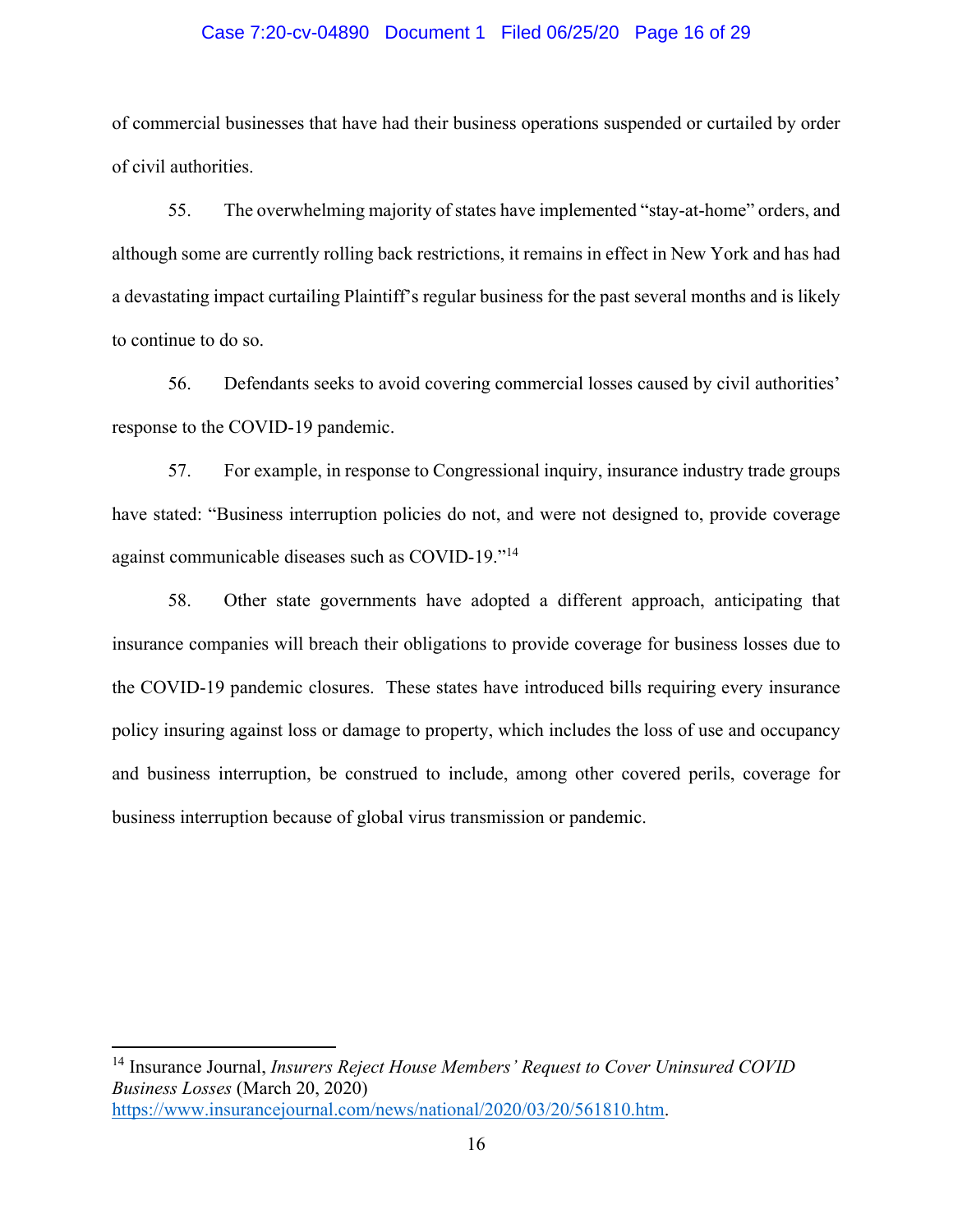of commercial businesses that have had their business operations suspended or curtailed by order of civil authorities.

55. The overwhelming majority of states have implemented "stay-at-home" orders, and although some are currently rolling back restrictions, it remains in effect in New York and has had a devastating impact curtailing Plaintiff's regular business for the past several months and is likely to continue to do so.

56. Defendants seeks to avoid covering commercial losses caused by civil authorities' response to the COVID-19 pandemic.

57. For example, in response to Congressional inquiry, insurance industry trade groups have stated: "Business interruption policies do not, and were not designed to, provide coverage against communicable diseases such as COVID-19."[14]

58. Other state governments have adopted a different approach, anticipating that insurance companies will breach their obligations to provide coverage for business losses due to the COVID-19 pandemic closures. These states have introduced bills requiring every insurance policy insuring against loss or damage to property, which includes the loss of use and occupancy and business interruption, be construed to include, among other covered perils, coverage for business interruption because of global virus transmission or pandemic.

---

[14] Insurance Journal, *Insurers Reject House Members' Request to Cover Uninsured COVID Business Losses* (March 20, 2020) https://www.insurancejournal.com/news/national/2020/03/20/561810.htm.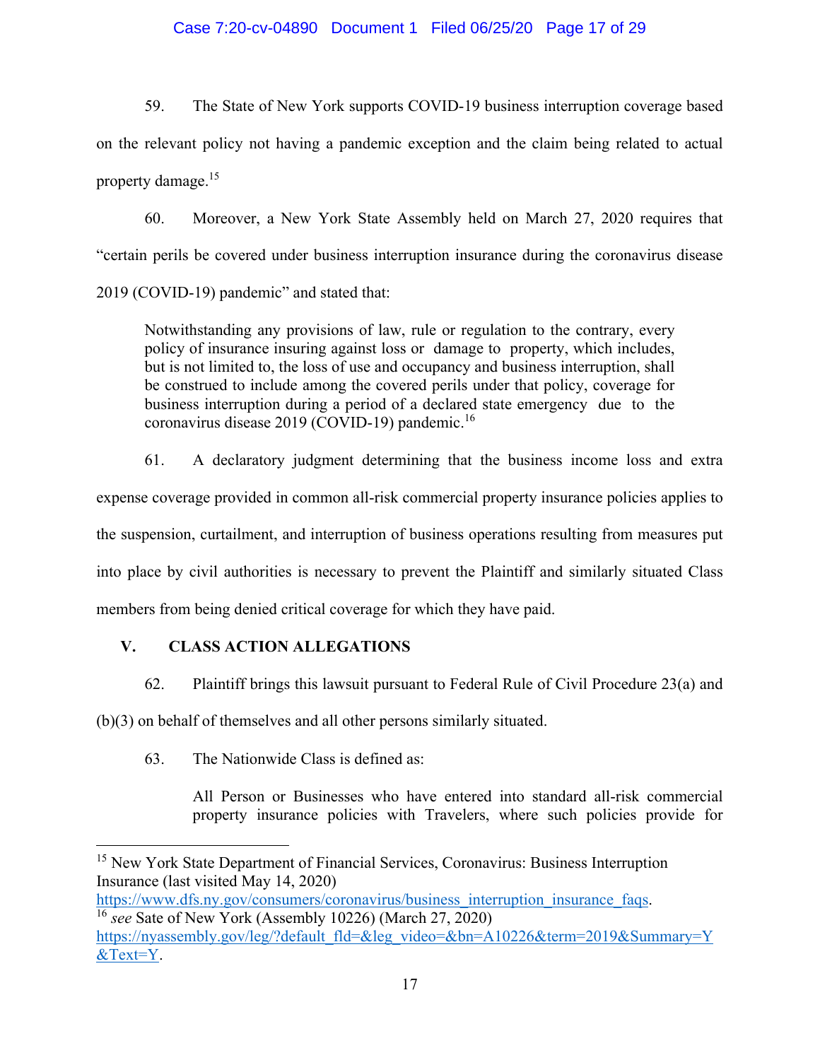59. The State of New York supports COVID-19 business interruption coverage based on the relevant policy not having a pandemic exception and the claim being related to actual property damage.[15]

60. Moreover, a New York State Assembly held on March 27, 2020 requires that "certain perils be covered under business interruption insurance during the coronavirus disease 2019 (COVID-19) pandemic" and stated that:

> Notwithstanding any provisions of law, rule or regulation to the contrary, every policy of insurance insuring against loss or damage to property, which includes, but is not limited to, the loss of use and occupancy and business interruption, shall be construed to include among the covered perils under that policy, coverage for business interruption during a period of a declared state emergency due to the coronavirus disease 2019 (COVID-19) pandemic.[16]

61. A declaratory judgment determining that the business income loss and extra expense coverage provided in common all-risk commercial property insurance policies applies to the suspension, curtailment, and interruption of business operations resulting from measures put into place by civil authorities is necessary to prevent the Plaintiff and similarly situated Class members from being denied critical coverage for which they have paid.

## V. CLASS ACTION ALLEGATIONS

62. Plaintiff brings this lawsuit pursuant to Federal Rule of Civil Procedure 23(a) and (b)(3) on behalf of themselves and all other persons similarly situated.

63. The Nationwide Class is defined as:

> All Person or Businesses who have entered into standard all-risk commercial property insurance policies with Travelers, where such policies provide for

---

[15] New York State Department of Financial Services, Coronavirus: Business Interruption Insurance (last visited May 14, 2020) https://www.dfs.ny.gov/consumers/coronavirus/business_interruption_insurance_faqs.

[16] *see* Sate of New York (Assembly 10226) (March 27, 2020) https://nyassembly.gov/leg/?default_fld=&leg_video=&bn=A10226&term=2019&Summary=Y&Text=Y.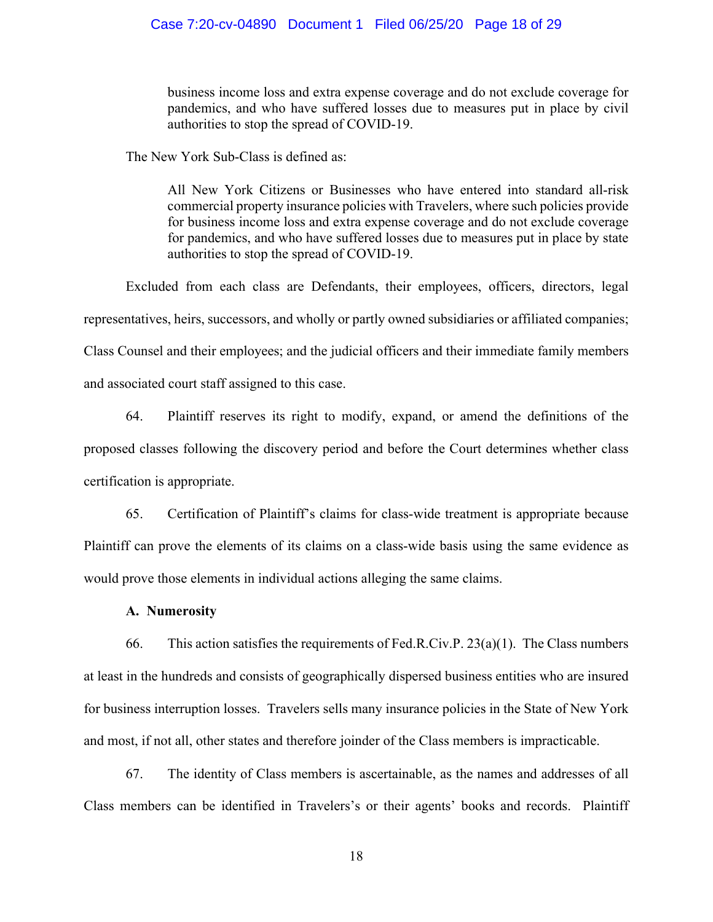> business income loss and extra expense coverage and do not exclude coverage for pandemics, and who have suffered losses due to measures put in place by civil authorities to stop the spread of COVID-19.

The New York Sub-Class is defined as:

> All New York Citizens or Businesses who have entered into standard all-risk commercial property insurance policies with Travelers, where such policies provide for business income loss and extra expense coverage and do not exclude coverage for pandemics, and who have suffered losses due to measures put in place by state authorities to stop the spread of COVID-19.

Excluded from each class are Defendants, their employees, officers, directors, legal representatives, heirs, successors, and wholly or partly owned subsidiaries or affiliated companies; Class Counsel and their employees; and the judicial officers and their immediate family members and associated court staff assigned to this case.

64. Plaintiff reserves its right to modify, expand, or amend the definitions of the proposed classes following the discovery period and before the Court determines whether class certification is appropriate.

65. Certification of Plaintiff's claims for class-wide treatment is appropriate because Plaintiff can prove the elements of its claims on a class-wide basis using the same evidence as would prove those elements in individual actions alleging the same claims.

**A. Numerosity**

66. This action satisfies the requirements of Fed.R.Civ.P. 23(a)(1). The Class numbers at least in the hundreds and consists of geographically dispersed business entities who are insured for business interruption losses. Travelers sells many insurance policies in the State of New York and most, if not all, other states and therefore joinder of the Class members is impracticable.

67. The identity of Class members is ascertainable, as the names and addresses of all Class members can be identified in Travelers's or their agents' books and records. Plaintiff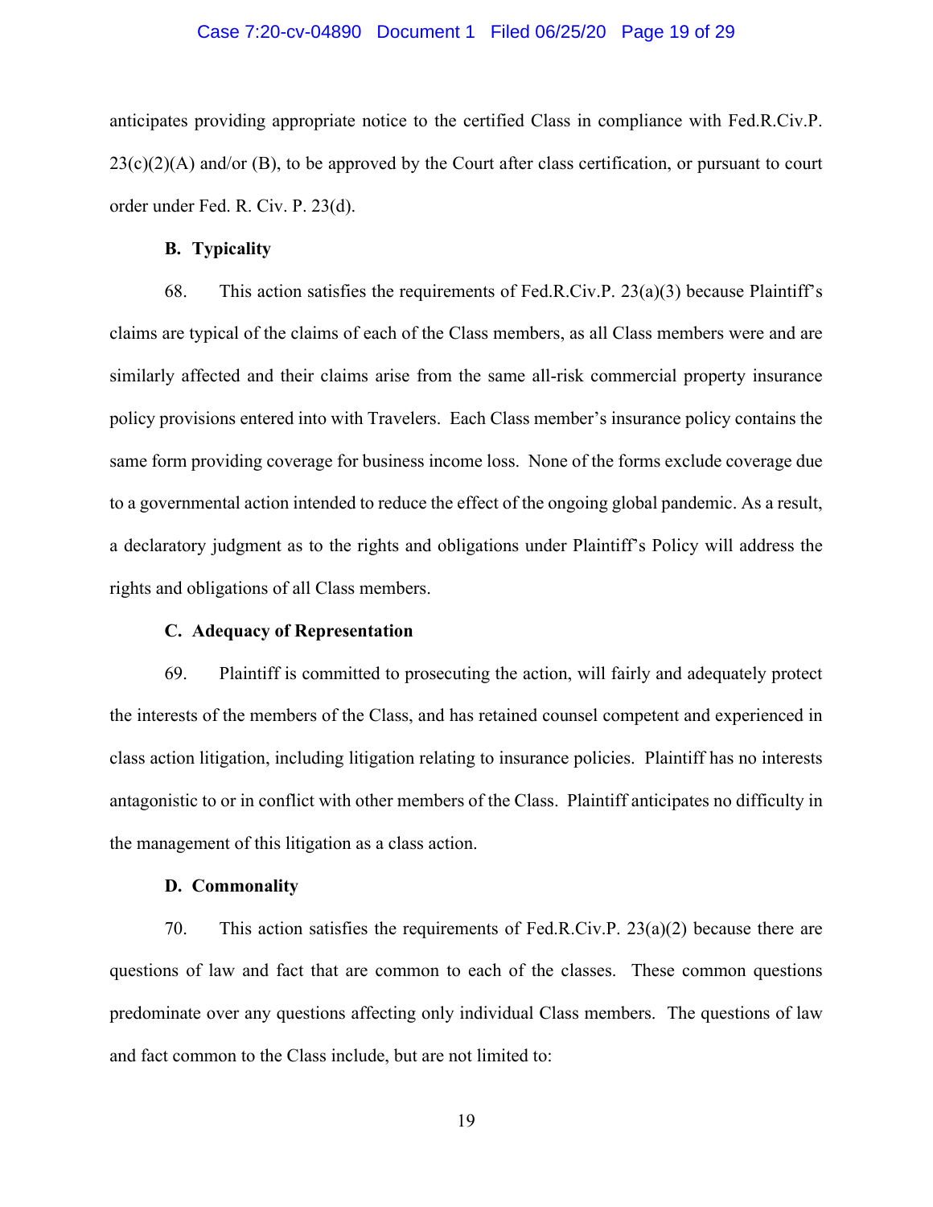anticipates providing appropriate notice to the certified Class in compliance with Fed.R.Civ.P. 23(c)(2)(A) and/or (B), to be approved by the Court after class certification, or pursuant to court order under Fed. R. Civ. P. 23(d).

**B. Typicality**

68. This action satisfies the requirements of Fed.R.Civ.P. 23(a)(3) because Plaintiff's claims are typical of the claims of each of the Class members, as all Class members were and are similarly affected and their claims arise from the same all-risk commercial property insurance policy provisions entered into with Travelers. Each Class member's insurance policy contains the same form providing coverage for business income loss. None of the forms exclude coverage due to a governmental action intended to reduce the effect of the ongoing global pandemic. As a result, a declaratory judgment as to the rights and obligations under Plaintiff's Policy will address the rights and obligations of all Class members.

**C. Adequacy of Representation**

69. Plaintiff is committed to prosecuting the action, will fairly and adequately protect the interests of the members of the Class, and has retained counsel competent and experienced in class action litigation, including litigation relating to insurance policies. Plaintiff has no interests antagonistic to or in conflict with other members of the Class. Plaintiff anticipates no difficulty in the management of this litigation as a class action.

**D. Commonality**

70. This action satisfies the requirements of Fed.R.Civ.P. 23(a)(2) because there are questions of law and fact that are common to each of the classes. These common questions predominate over any questions affecting only individual Class members. The questions of law and fact common to the Class include, but are not limited to: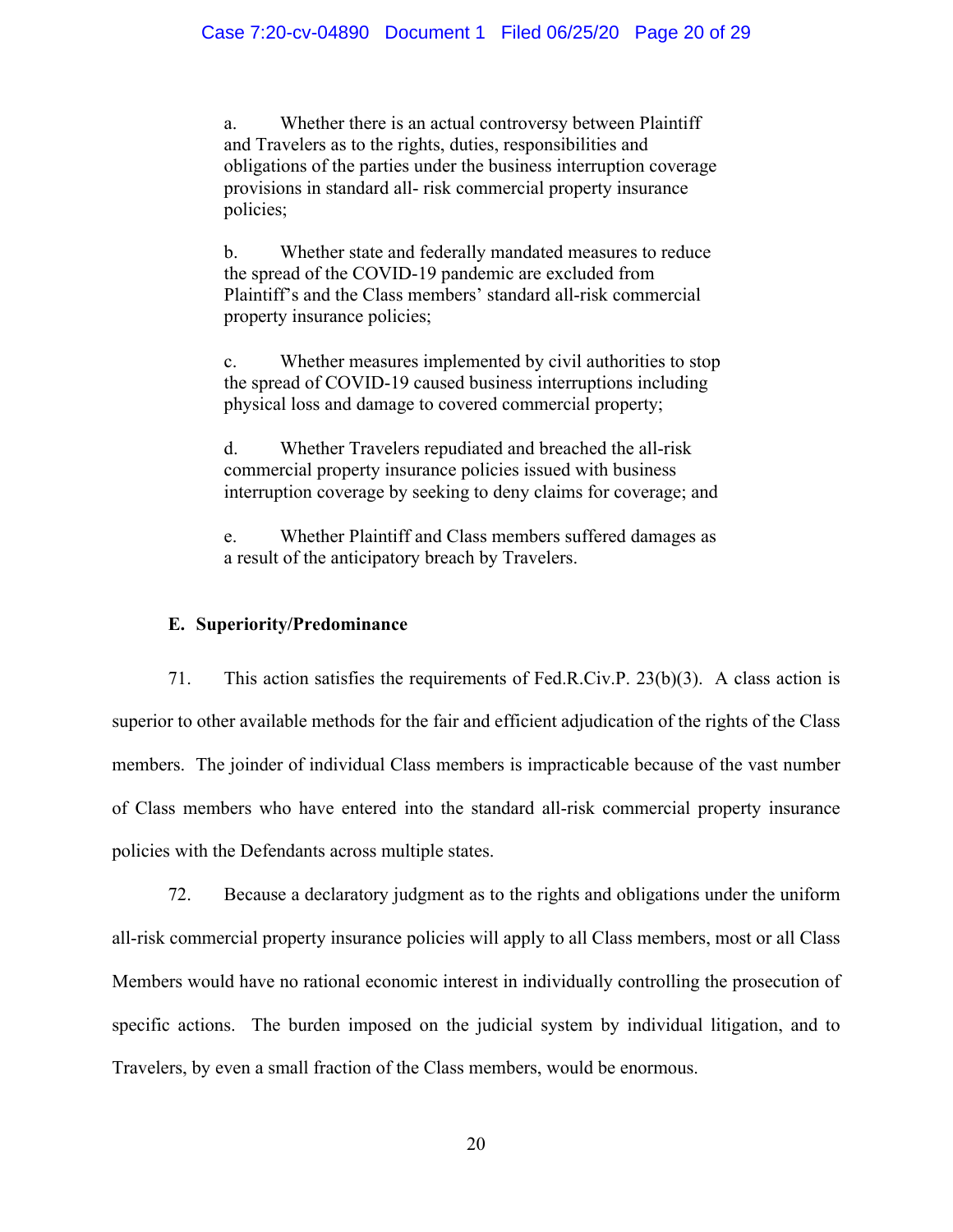a. Whether there is an actual controversy between Plaintiff and Travelers as to the rights, duties, responsibilities and obligations of the parties under the business interruption coverage provisions in standard all- risk commercial property insurance policies;

b. Whether state and federally mandated measures to reduce the spread of the COVID-19 pandemic are excluded from Plaintiff's and the Class members' standard all-risk commercial property insurance policies;

c. Whether measures implemented by civil authorities to stop the spread of COVID-19 caused business interruptions including physical loss and damage to covered commercial property;

d. Whether Travelers repudiated and breached the all-risk commercial property insurance policies issued with business interruption coverage by seeking to deny claims for coverage; and

e. Whether Plaintiff and Class members suffered damages as a result of the anticipatory breach by Travelers.

### E. Superiority/Predominance

71. This action satisfies the requirements of Fed.R.Civ.P. 23(b)(3). A class action is superior to other available methods for the fair and efficient adjudication of the rights of the Class members. The joinder of individual Class members is impracticable because of the vast number of Class members who have entered into the standard all-risk commercial property insurance policies with the Defendants across multiple states.

72. Because a declaratory judgment as to the rights and obligations under the uniform all-risk commercial property insurance policies will apply to all Class members, most or all Class Members would have no rational economic interest in individually controlling the prosecution of specific actions. The burden imposed on the judicial system by individual litigation, and to Travelers, by even a small fraction of the Class members, would be enormous.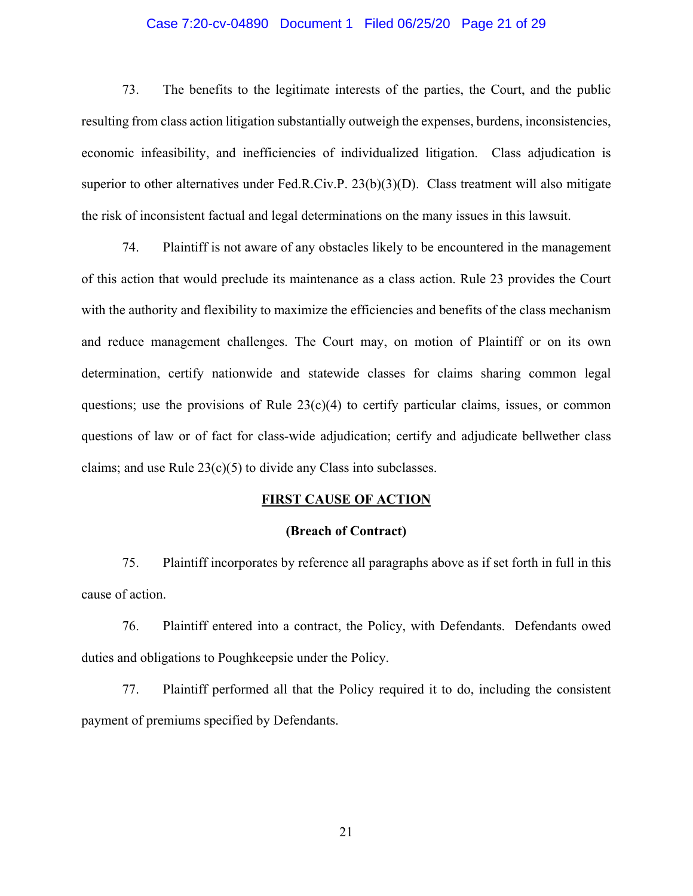73. The benefits to the legitimate interests of the parties, the Court, and the public resulting from class action litigation substantially outweigh the expenses, burdens, inconsistencies, economic infeasibility, and inefficiencies of individualized litigation. Class adjudication is superior to other alternatives under Fed.R.Civ.P. 23(b)(3)(D). Class treatment will also mitigate the risk of inconsistent factual and legal determinations on the many issues in this lawsuit.

74. Plaintiff is not aware of any obstacles likely to be encountered in the management of this action that would preclude its maintenance as a class action. Rule 23 provides the Court with the authority and flexibility to maximize the efficiencies and benefits of the class mechanism and reduce management challenges. The Court may, on motion of Plaintiff or on its own determination, certify nationwide and statewide classes for claims sharing common legal questions; use the provisions of Rule 23(c)(4) to certify particular claims, issues, or common questions of law or of fact for class-wide adjudication; certify and adjudicate bellwether class claims; and use Rule 23(c)(5) to divide any Class into subclasses.

**FIRST CAUSE OF ACTION**

**(Breach of Contract)**

75. Plaintiff incorporates by reference all paragraphs above as if set forth in full in this cause of action.

76. Plaintiff entered into a contract, the Policy, with Defendants. Defendants owed duties and obligations to Poughkeepsie under the Policy.

77. Plaintiff performed all that the Policy required it to do, including the consistent payment of premiums specified by Defendants.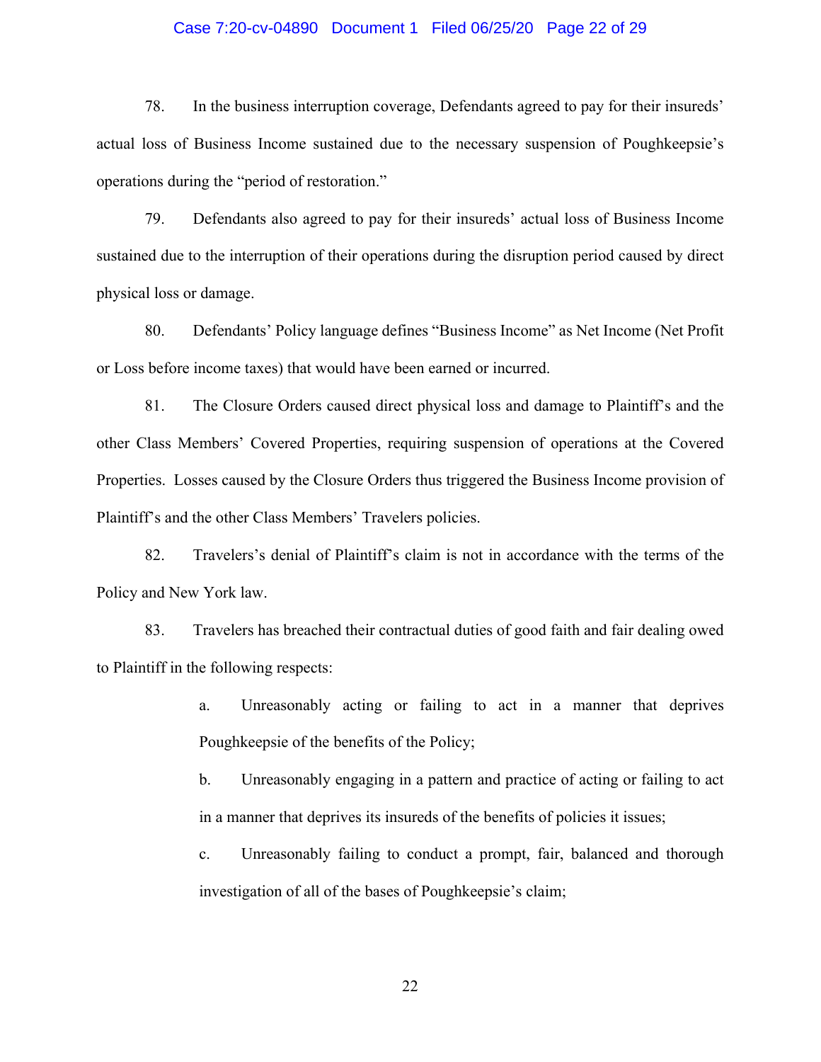78. In the business interruption coverage, Defendants agreed to pay for their insureds' actual loss of Business Income sustained due to the necessary suspension of Poughkeepsie's operations during the "period of restoration."

79. Defendants also agreed to pay for their insureds' actual loss of Business Income sustained due to the interruption of their operations during the disruption period caused by direct physical loss or damage.

80. Defendants' Policy language defines "Business Income" as Net Income (Net Profit or Loss before income taxes) that would have been earned or incurred.

81. The Closure Orders caused direct physical loss and damage to Plaintiff's and the other Class Members' Covered Properties, requiring suspension of operations at the Covered Properties. Losses caused by the Closure Orders thus triggered the Business Income provision of Plaintiff's and the other Class Members' Travelers policies.

82. Travelers's denial of Plaintiff's claim is not in accordance with the terms of the Policy and New York law.

83. Travelers has breached their contractual duties of good faith and fair dealing owed to Plaintiff in the following respects:

> a. Unreasonably acting or failing to act in a manner that deprives Poughkeepsie of the benefits of the Policy;
>
> b. Unreasonably engaging in a pattern and practice of acting or failing to act in a manner that deprives its insureds of the benefits of policies it issues;
>
> c. Unreasonably failing to conduct a prompt, fair, balanced and thorough investigation of all of the bases of Poughkeepsie's claim;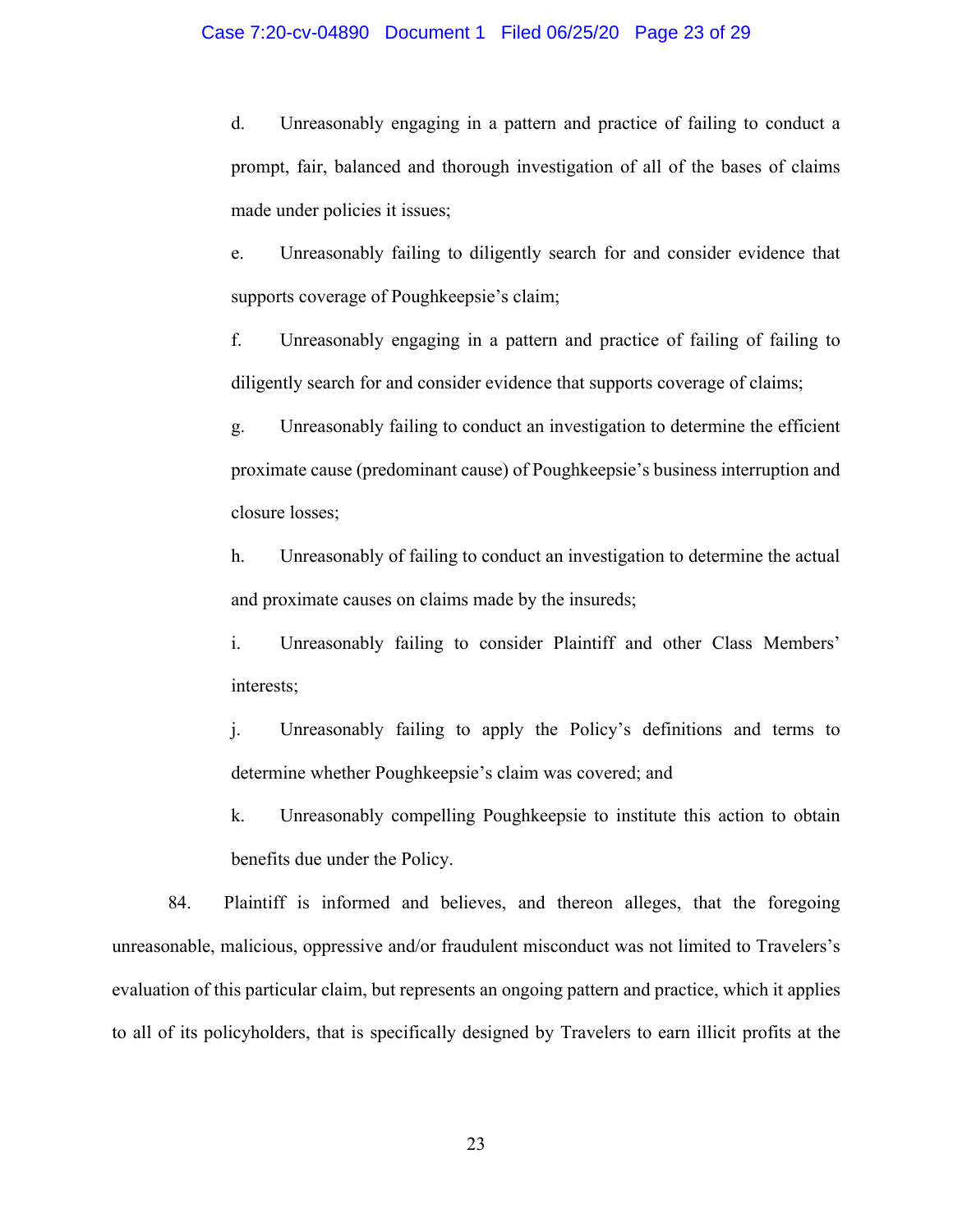d. Unreasonably engaging in a pattern and practice of failing to conduct a prompt, fair, balanced and thorough investigation of all of the bases of claims made under policies it issues;

e. Unreasonably failing to diligently search for and consider evidence that supports coverage of Poughkeepsie's claim;

f. Unreasonably engaging in a pattern and practice of failing of failing to diligently search for and consider evidence that supports coverage of claims;

g. Unreasonably failing to conduct an investigation to determine the efficient proximate cause (predominant cause) of Poughkeepsie's business interruption and closure losses;

h. Unreasonably of failing to conduct an investigation to determine the actual and proximate causes on claims made by the insureds;

i. Unreasonably failing to consider Plaintiff and other Class Members' interests;

j. Unreasonably failing to apply the Policy's definitions and terms to determine whether Poughkeepsie's claim was covered; and

k. Unreasonably compelling Poughkeepsie to institute this action to obtain benefits due under the Policy.

84. Plaintiff is informed and believes, and thereon alleges, that the foregoing unreasonable, malicious, oppressive and/or fraudulent misconduct was not limited to Travelers's evaluation of this particular claim, but represents an ongoing pattern and practice, which it applies to all of its policyholders, that is specifically designed by Travelers to earn illicit profits at the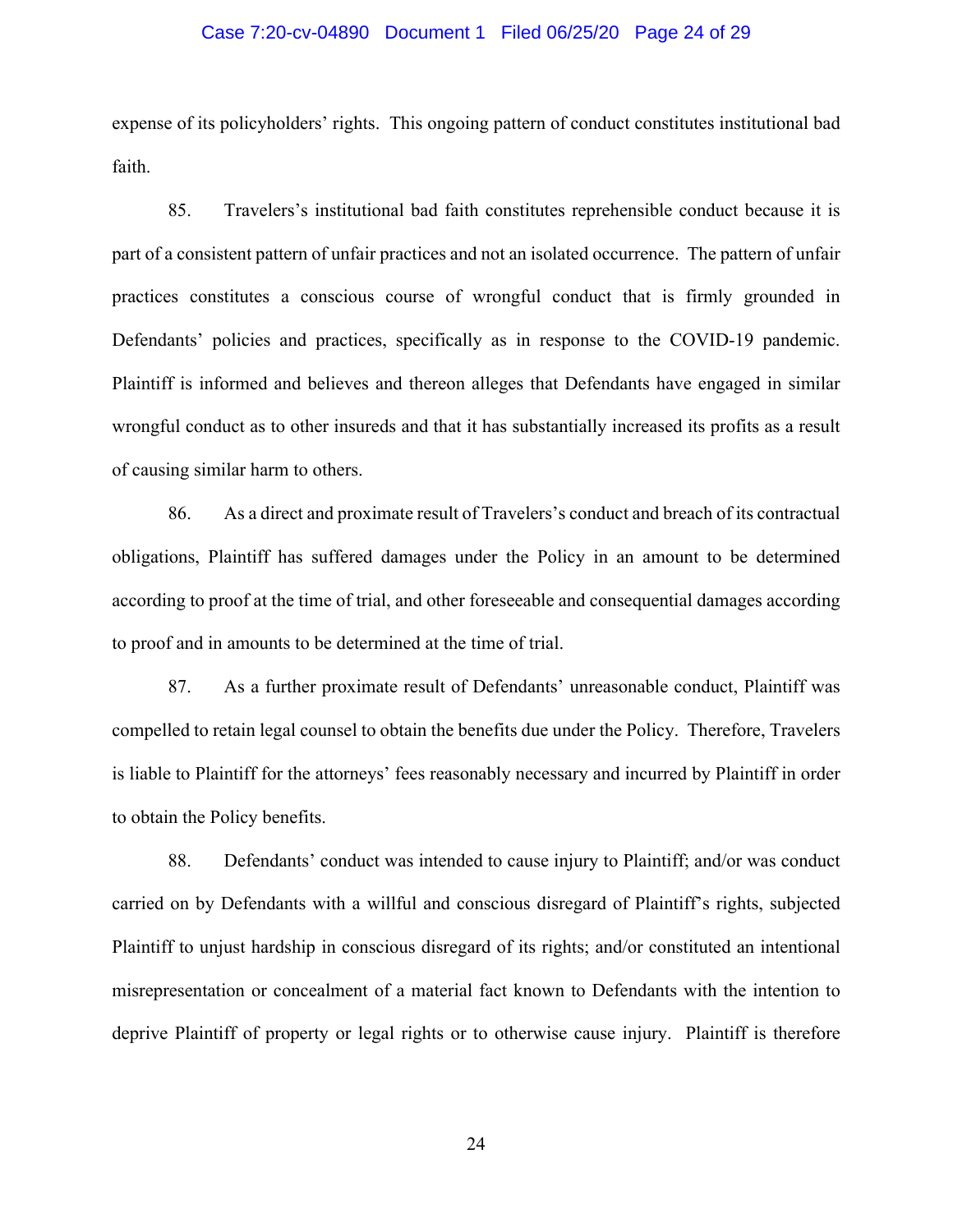expense of its policyholders' rights. This ongoing pattern of conduct constitutes institutional bad faith.

85. Travelers's institutional bad faith constitutes reprehensible conduct because it is part of a consistent pattern of unfair practices and not an isolated occurrence. The pattern of unfair practices constitutes a conscious course of wrongful conduct that is firmly grounded in Defendants' policies and practices, specifically as in response to the COVID-19 pandemic. Plaintiff is informed and believes and thereon alleges that Defendants have engaged in similar wrongful conduct as to other insureds and that it has substantially increased its profits as a result of causing similar harm to others.

86. As a direct and proximate result of Travelers's conduct and breach of its contractual obligations, Plaintiff has suffered damages under the Policy in an amount to be determined according to proof at the time of trial, and other foreseeable and consequential damages according to proof and in amounts to be determined at the time of trial.

87. As a further proximate result of Defendants' unreasonable conduct, Plaintiff was compelled to retain legal counsel to obtain the benefits due under the Policy. Therefore, Travelers is liable to Plaintiff for the attorneys' fees reasonably necessary and incurred by Plaintiff in order to obtain the Policy benefits.

88. Defendants' conduct was intended to cause injury to Plaintiff; and/or was conduct carried on by Defendants with a willful and conscious disregard of Plaintiff's rights, subjected Plaintiff to unjust hardship in conscious disregard of its rights; and/or constituted an intentional misrepresentation or concealment of a material fact known to Defendants with the intention to deprive Plaintiff of property or legal rights or to otherwise cause injury. Plaintiff is therefore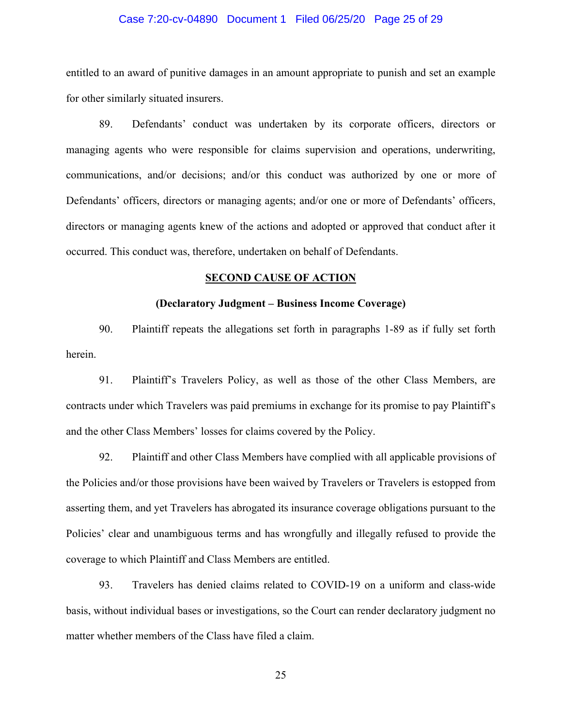entitled to an award of punitive damages in an amount appropriate to punish and set an example for other similarly situated insurers.

89. Defendants' conduct was undertaken by its corporate officers, directors or managing agents who were responsible for claims supervision and operations, underwriting, communications, and/or decisions; and/or this conduct was authorized by one or more of Defendants' officers, directors or managing agents; and/or one or more of Defendants' officers, directors or managing agents knew of the actions and adopted or approved that conduct after it occurred. This conduct was, therefore, undertaken on behalf of Defendants.

## SECOND CAUSE OF ACTION

### (Declaratory Judgment – Business Income Coverage)

90. Plaintiff repeats the allegations set forth in paragraphs 1-89 as if fully set forth herein.

91. Plaintiff's Travelers Policy, as well as those of the other Class Members, are contracts under which Travelers was paid premiums in exchange for its promise to pay Plaintiff's and the other Class Members' losses for claims covered by the Policy.

92. Plaintiff and other Class Members have complied with all applicable provisions of the Policies and/or those provisions have been waived by Travelers or Travelers is estopped from asserting them, and yet Travelers has abrogated its insurance coverage obligations pursuant to the Policies' clear and unambiguous terms and has wrongfully and illegally refused to provide the coverage to which Plaintiff and Class Members are entitled.

93. Travelers has denied claims related to COVID-19 on a uniform and class-wide basis, without individual bases or investigations, so the Court can render declaratory judgment no matter whether members of the Class have filed a claim.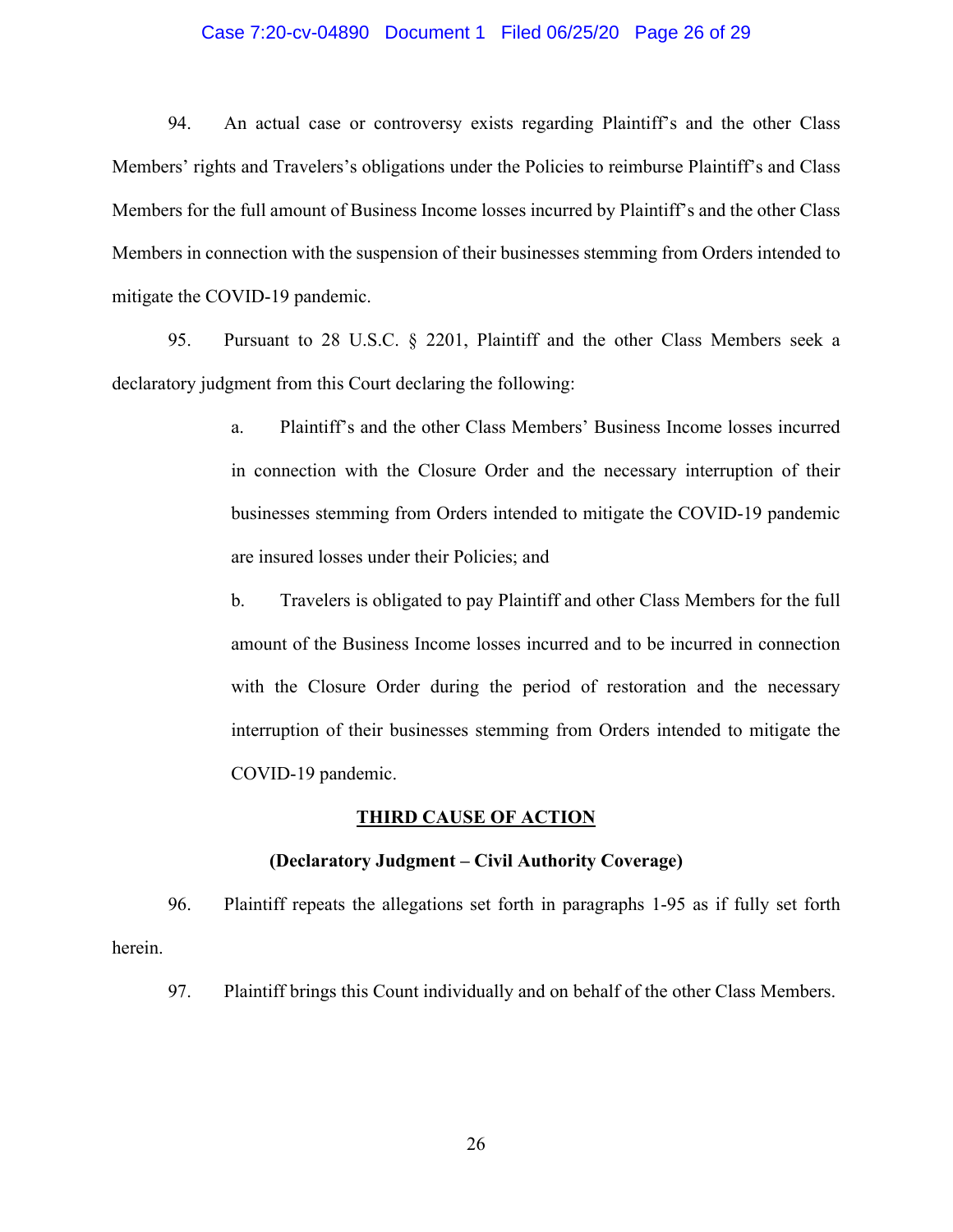94. An actual case or controversy exists regarding Plaintiff's and the other Class Members' rights and Travelers's obligations under the Policies to reimburse Plaintiff's and Class Members for the full amount of Business Income losses incurred by Plaintiff's and the other Class Members in connection with the suspension of their businesses stemming from Orders intended to mitigate the COVID-19 pandemic.

95. Pursuant to 28 U.S.C. § 2201, Plaintiff and the other Class Members seek a declaratory judgment from this Court declaring the following:

> a. Plaintiff's and the other Class Members' Business Income losses incurred in connection with the Closure Order and the necessary interruption of their businesses stemming from Orders intended to mitigate the COVID-19 pandemic are insured losses under their Policies; and
>
> b. Travelers is obligated to pay Plaintiff and other Class Members for the full amount of the Business Income losses incurred and to be incurred in connection with the Closure Order during the period of restoration and the necessary interruption of their businesses stemming from Orders intended to mitigate the COVID-19 pandemic.

**<u>THIRD CAUSE OF ACTION</u>**

**(Declaratory Judgment – Civil Authority Coverage)**

96. Plaintiff repeats the allegations set forth in paragraphs 1-95 as if fully set forth herein.

97. Plaintiff brings this Count individually and on behalf of the other Class Members.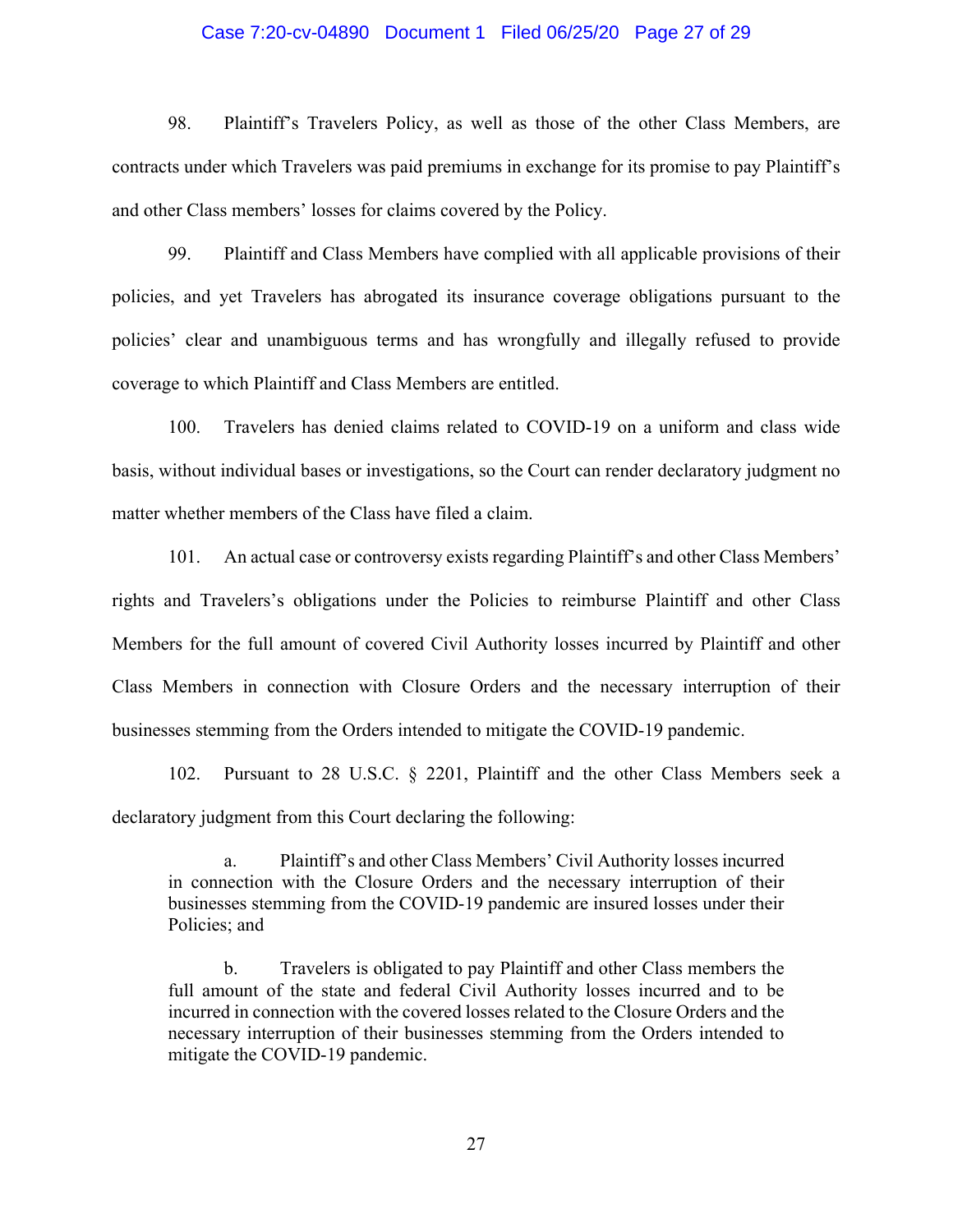98. Plaintiff's Travelers Policy, as well as those of the other Class Members, are contracts under which Travelers was paid premiums in exchange for its promise to pay Plaintiff's and other Class members' losses for claims covered by the Policy.

99. Plaintiff and Class Members have complied with all applicable provisions of their policies, and yet Travelers has abrogated its insurance coverage obligations pursuant to the policies' clear and unambiguous terms and has wrongfully and illegally refused to provide coverage to which Plaintiff and Class Members are entitled.

100. Travelers has denied claims related to COVID-19 on a uniform and class wide basis, without individual bases or investigations, so the Court can render declaratory judgment no matter whether members of the Class have filed a claim.

101. An actual case or controversy exists regarding Plaintiff's and other Class Members' rights and Travelers's obligations under the Policies to reimburse Plaintiff and other Class Members for the full amount of covered Civil Authority losses incurred by Plaintiff and other Class Members in connection with Closure Orders and the necessary interruption of their businesses stemming from the Orders intended to mitigate the COVID-19 pandemic.

102. Pursuant to 28 U.S.C. § 2201, Plaintiff and the other Class Members seek a declaratory judgment from this Court declaring the following:

> a. Plaintiff's and other Class Members' Civil Authority losses incurred in connection with the Closure Orders and the necessary interruption of their businesses stemming from the COVID-19 pandemic are insured losses under their Policies; and
>
> b. Travelers is obligated to pay Plaintiff and other Class members the full amount of the state and federal Civil Authority losses incurred and to be incurred in connection with the covered losses related to the Closure Orders and the necessary interruption of their businesses stemming from the Orders intended to mitigate the COVID-19 pandemic.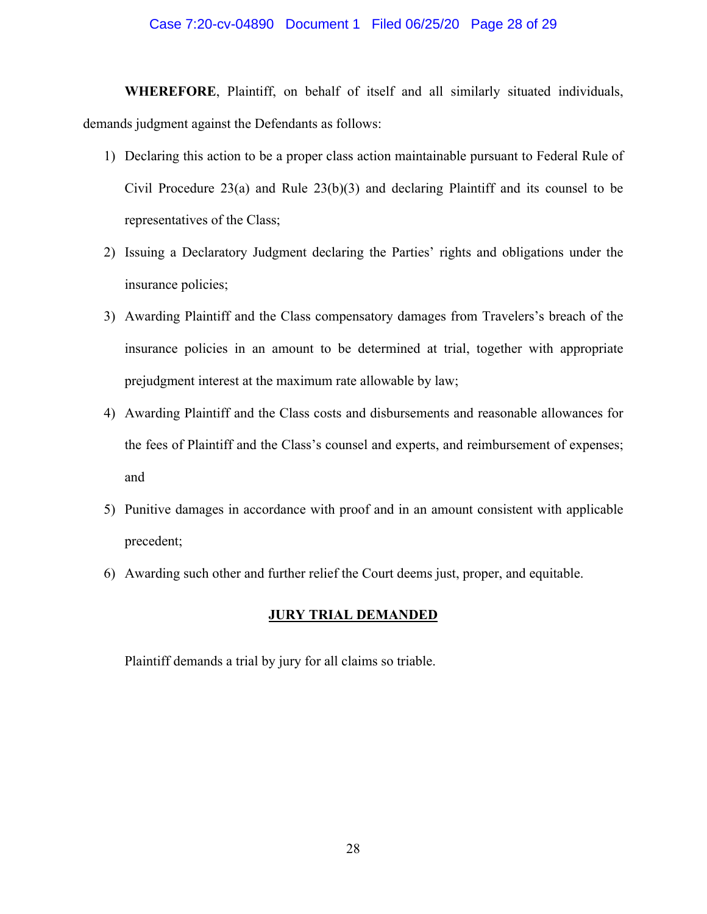**WHEREFORE**, Plaintiff, on behalf of itself and all similarly situated individuals, demands judgment against the Defendants as follows:

1) Declaring this action to be a proper class action maintainable pursuant to Federal Rule of Civil Procedure 23(a) and Rule 23(b)(3) and declaring Plaintiff and its counsel to be representatives of the Class;

2) Issuing a Declaratory Judgment declaring the Parties' rights and obligations under the insurance policies;

3) Awarding Plaintiff and the Class compensatory damages from Travelers's breach of the insurance policies in an amount to be determined at trial, together with appropriate prejudgment interest at the maximum rate allowable by law;

4) Awarding Plaintiff and the Class costs and disbursements and reasonable allowances for the fees of Plaintiff and the Class's counsel and experts, and reimbursement of expenses; and

5) Punitive damages in accordance with proof and in an amount consistent with applicable precedent;

6) Awarding such other and further relief the Court deems just, proper, and equitable.

**<u>JURY TRIAL DEMANDED</u>**

Plaintiff demands a trial by jury for all claims so triable.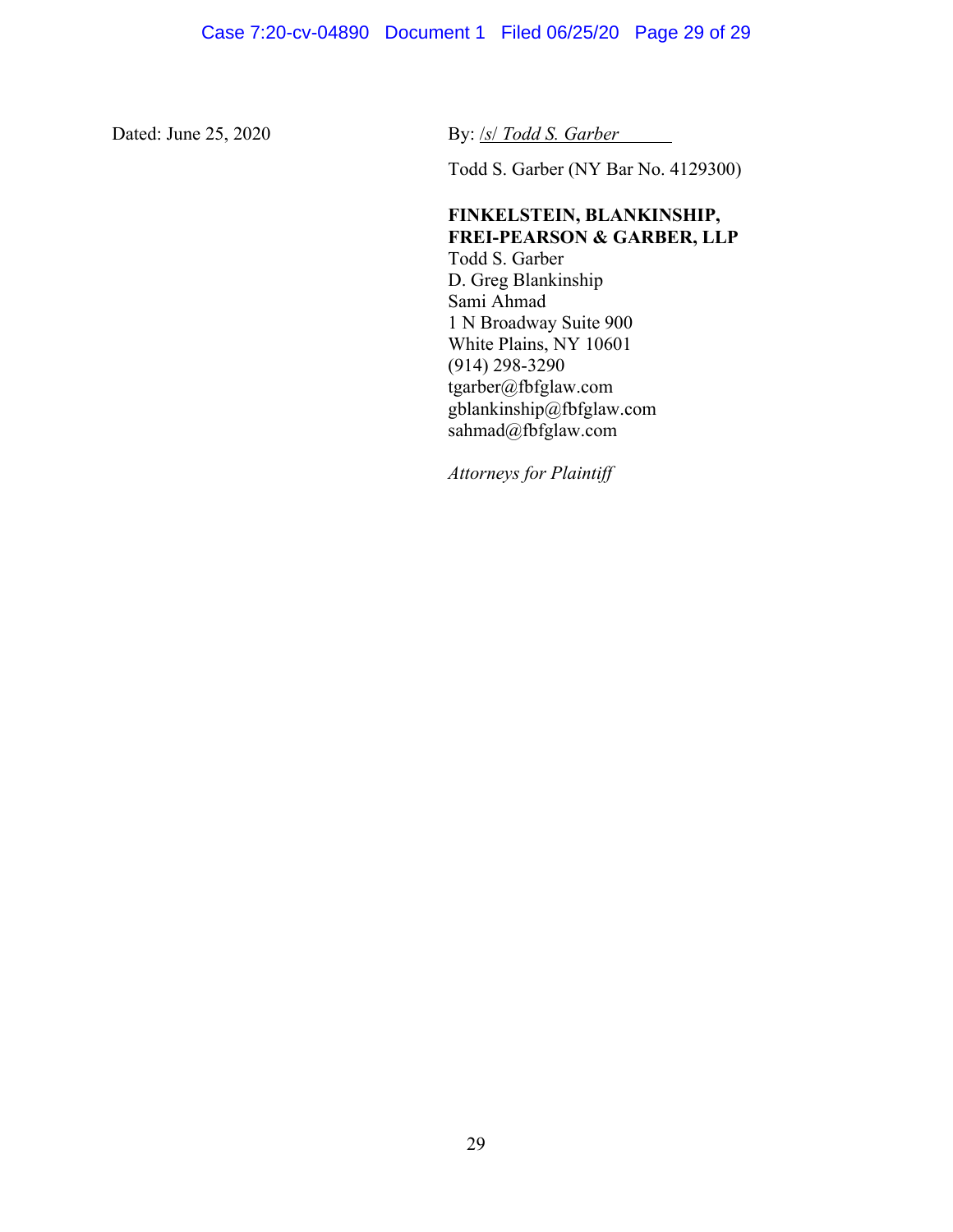Dated: June 25, 2020

By: /s/ *Todd S. Garber*

Todd S. Garber (NY Bar No. 4129300)

**FINKELSTEIN, BLANKINSHIP, FREI-PEARSON & GARBER, LLP**
Todd S. Garber
D. Greg Blankinship
Sami Ahmad
1 N Broadway Suite 900
White Plains, NY 10601
(914) 298-3290
tgarber@fbfglaw.com
gblankinship@fbfglaw.com
sahmad@fbfglaw.com

*Attorneys for Plaintiff*